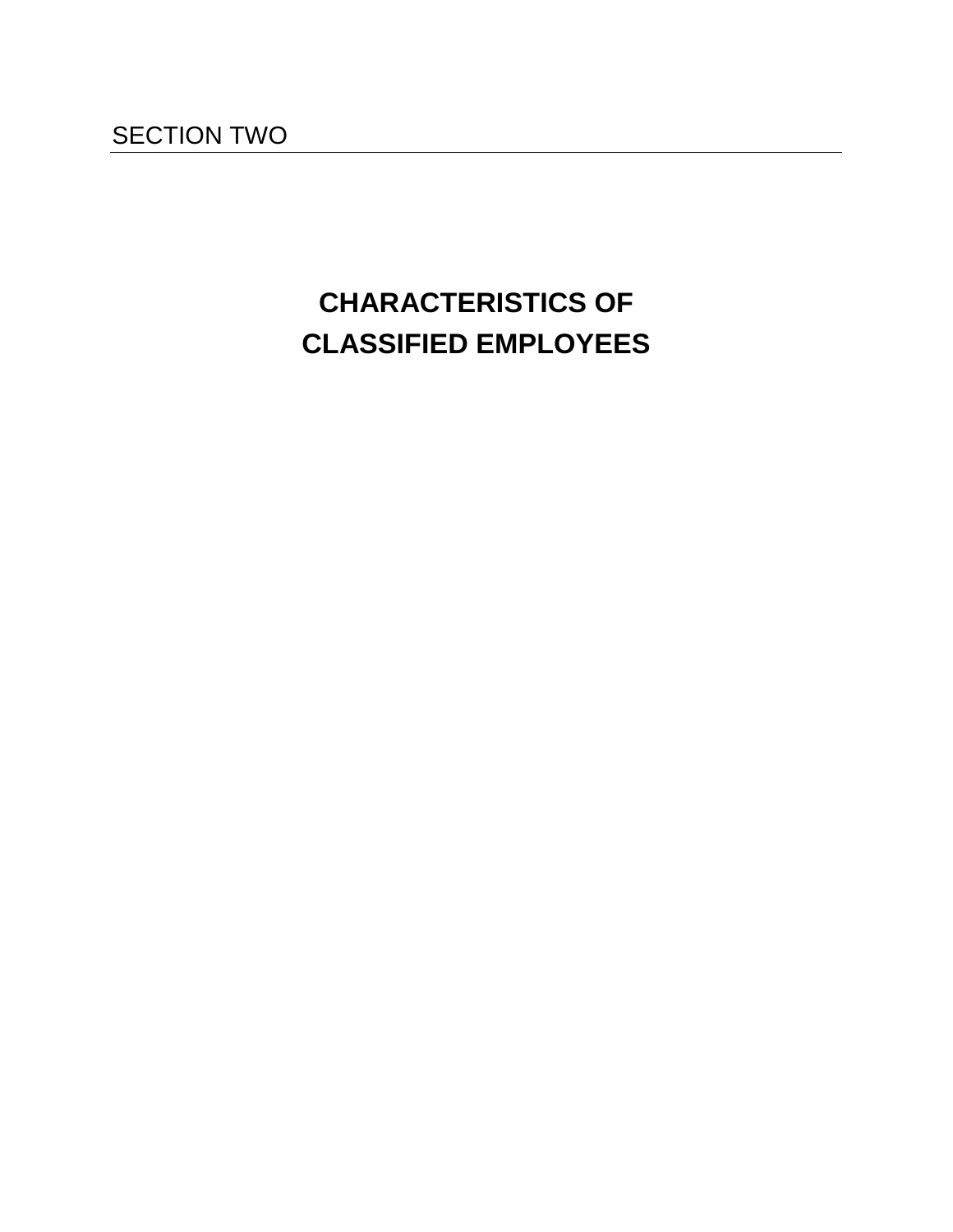SECTION TWO

# CHARACTERISTICS OF CLASSIFIED EMPLOYEES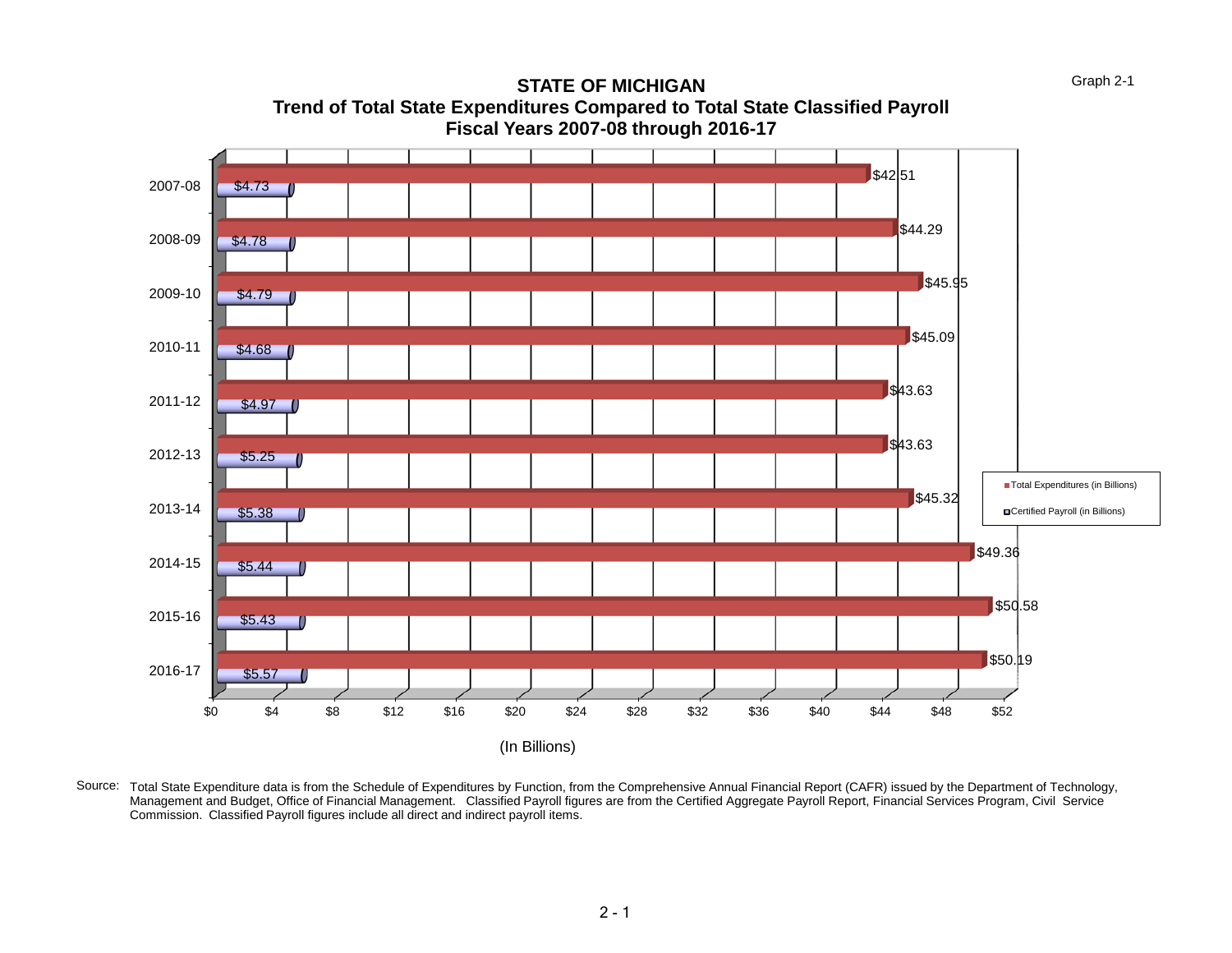Graph 2-1

# STATE OF MICHIGAN

## Trend of Total State Expenditures Compared to Total State Classified Payroll

## Fiscal Years 2007-08 through 2016-17

| Fiscal Year | Total Expenditures (in Billions) | Certified Payroll (in Billions) |
|---|---|---|
| 2007-08 | $42.51 | $4.73 |
| 2008-09 | $44.29 | $4.78 |
| 2009-10 | $45.95 | $4.79 |
| 2010-11 | $45.09 | $4.68 |
| 2011-12 | $43.63 | $4.97 |
| 2012-13 | $43.63 | $5.25 |
| 2013-14 | $45.32 | $5.38 |
| 2014-15 | $49.36 | $5.44 |
| 2015-16 | $50.58 | $5.43 |
| 2016-17 | $50.19 | $5.57 |

(In Billions)

Source: Total State Expenditure data is from the Schedule of Expenditures by Function, from the Comprehensive Annual Financial Report (CAFR) issued by the Department of Technology, Management and Budget, Office of Financial Management. Classified Payroll figures are from the Certified Aggregate Payroll Report, Financial Services Program, Civil Service Commission. Classified Payroll figures include all direct and indirect payroll items.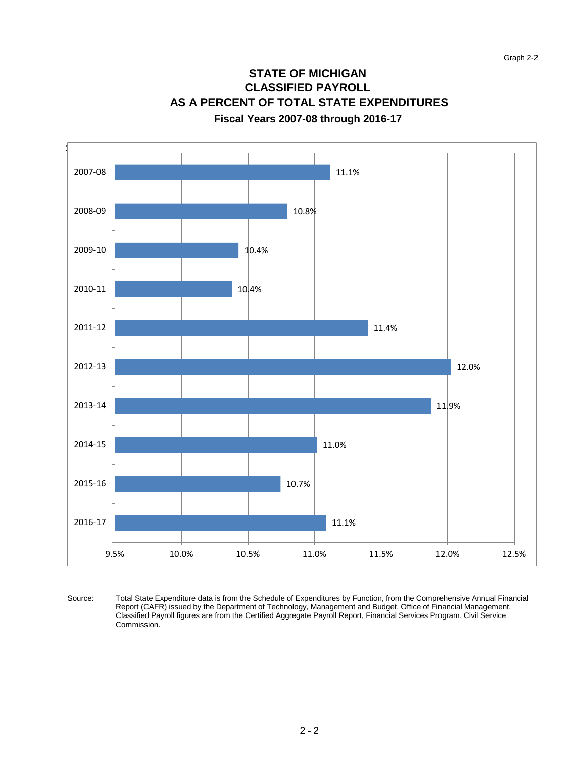Graph 2-2

# STATE OF MICHIGAN
# CLASSIFIED PAYROLL
# AS A PERCENT OF TOTAL STATE EXPENDITURES

### Fiscal Years 2007-08 through 2016-17

| Fiscal Year | Percent |
|---|---|
| 2007-08 | 11.1% |
| 2008-09 | 10.8% |
| 2009-10 | 10.4% |
| 2010-11 | 10.4% |
| 2011-12 | 11.4% |
| 2012-13 | 12.0% |
| 2013-14 | 11.9% |
| 2014-15 | 11.0% |
| 2015-16 | 10.7% |
| 2016-17 | 11.1% |

Source: Total State Expenditure data is from the Schedule of Expenditures by Function, from the Comprehensive Annual Financial Report (CAFR) issued by the Department of Technology, Management and Budget, Office of Financial Management. Classified Payroll figures are from the Certified Aggregate Payroll Report, Financial Services Program, Civil Service Commission.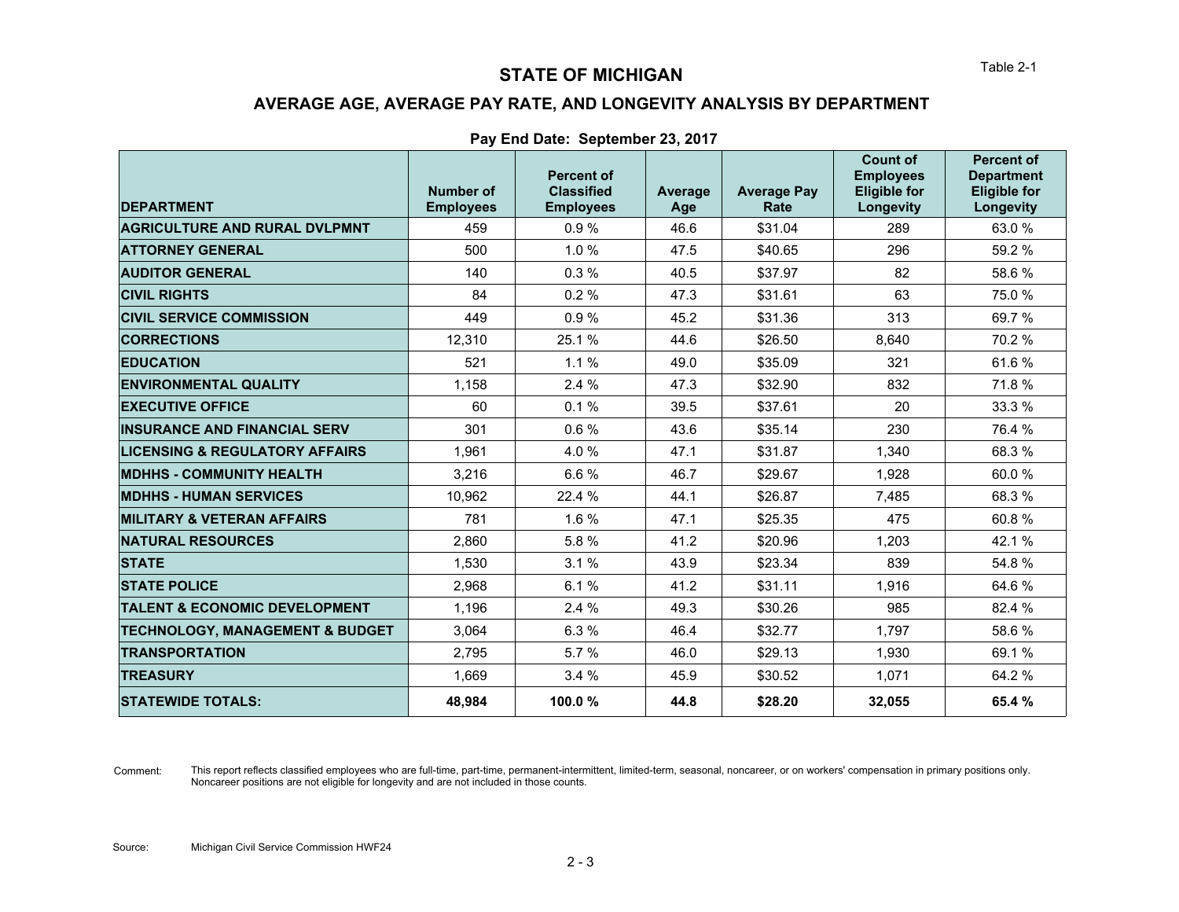Table 2-1

# STATE OF MICHIGAN

## AVERAGE AGE, AVERAGE PAY RATE, AND LONGEVITY ANALYSIS BY DEPARTMENT

### Pay End Date: September 23, 2017

| DEPARTMENT | Number of Employees | Percent of Classified Employees | Average Age | Average Pay Rate | Count of Employees Eligible for Longevity | Percent of Department Eligible for Longevity |
|---|---|---|---|---|---|---|
| **AGRICULTURE AND RURAL DVLPMNT** | 459 | 0.9 % | 46.6 | $31.04 | 289 | 63.0 % |
| **ATTORNEY GENERAL** | 500 | 1.0 % | 47.5 | $40.65 | 296 | 59.2 % |
| **AUDITOR GENERAL** | 140 | 0.3 % | 40.5 | $37.97 | 82 | 58.6 % |
| **CIVIL RIGHTS** | 84 | 0.2 % | 47.3 | $31.61 | 63 | 75.0 % |
| **CIVIL SERVICE COMMISSION** | 449 | 0.9 % | 45.2 | $31.36 | 313 | 69.7 % |
| **CORRECTIONS** | 12,310 | 25.1 % | 44.6 | $26.50 | 8,640 | 70.2 % |
| **EDUCATION** | 521 | 1.1 % | 49.0 | $35.09 | 321 | 61.6 % |
| **ENVIRONMENTAL QUALITY** | 1,158 | 2.4 % | 47.3 | $32.90 | 832 | 71.8 % |
| **EXECUTIVE OFFICE** | 60 | 0.1 % | 39.5 | $37.61 | 20 | 33.3 % |
| **INSURANCE AND FINANCIAL SERV** | 301 | 0.6 % | 43.6 | $35.14 | 230 | 76.4 % |
| **LICENSING & REGULATORY AFFAIRS** | 1,961 | 4.0 % | 47.1 | $31.87 | 1,340 | 68.3 % |
| **MDHHS - COMMUNITY HEALTH** | 3,216 | 6.6 % | 46.7 | $29.67 | 1,928 | 60.0 % |
| **MDHHS - HUMAN SERVICES** | 10,962 | 22.4 % | 44.1 | $26.87 | 7,485 | 68.3 % |
| **MILITARY & VETERAN AFFAIRS** | 781 | 1.6 % | 47.1 | $25.35 | 475 | 60.8 % |
| **NATURAL RESOURCES** | 2,860 | 5.8 % | 41.2 | $20.96 | 1,203 | 42.1 % |
| **STATE** | 1,530 | 3.1 % | 43.9 | $23.34 | 839 | 54.8 % |
| **STATE POLICE** | 2,968 | 6.1 % | 41.2 | $31.11 | 1,916 | 64.6 % |
| **TALENT & ECONOMIC DEVELOPMENT** | 1,196 | 2.4 % | 49.3 | $30.26 | 985 | 82.4 % |
| **TECHNOLOGY, MANAGEMENT & BUDGET** | 3,064 | 6.3 % | 46.4 | $32.77 | 1,797 | 58.6 % |
| **TRANSPORTATION** | 2,795 | 5.7 % | 46.0 | $29.13 | 1,930 | 69.1 % |
| **TREASURY** | 1,669 | 3.4 % | 45.9 | $30.52 | 1,071 | 64.2 % |
| **STATEWIDE TOTALS:** | **48,984** | **100.0 %** | **44.8** | **$28.20** | **32,055** | **65.4 %** |

Comment: This report reflects classified employees who are full-time, part-time, permanent-intermittent, limited-term, seasonal, noncareer, or on workers' compensation in primary positions only. Noncareer positions are not eligible for longevity and are not included in those counts.

Source: Michigan Civil Service Commission HWF24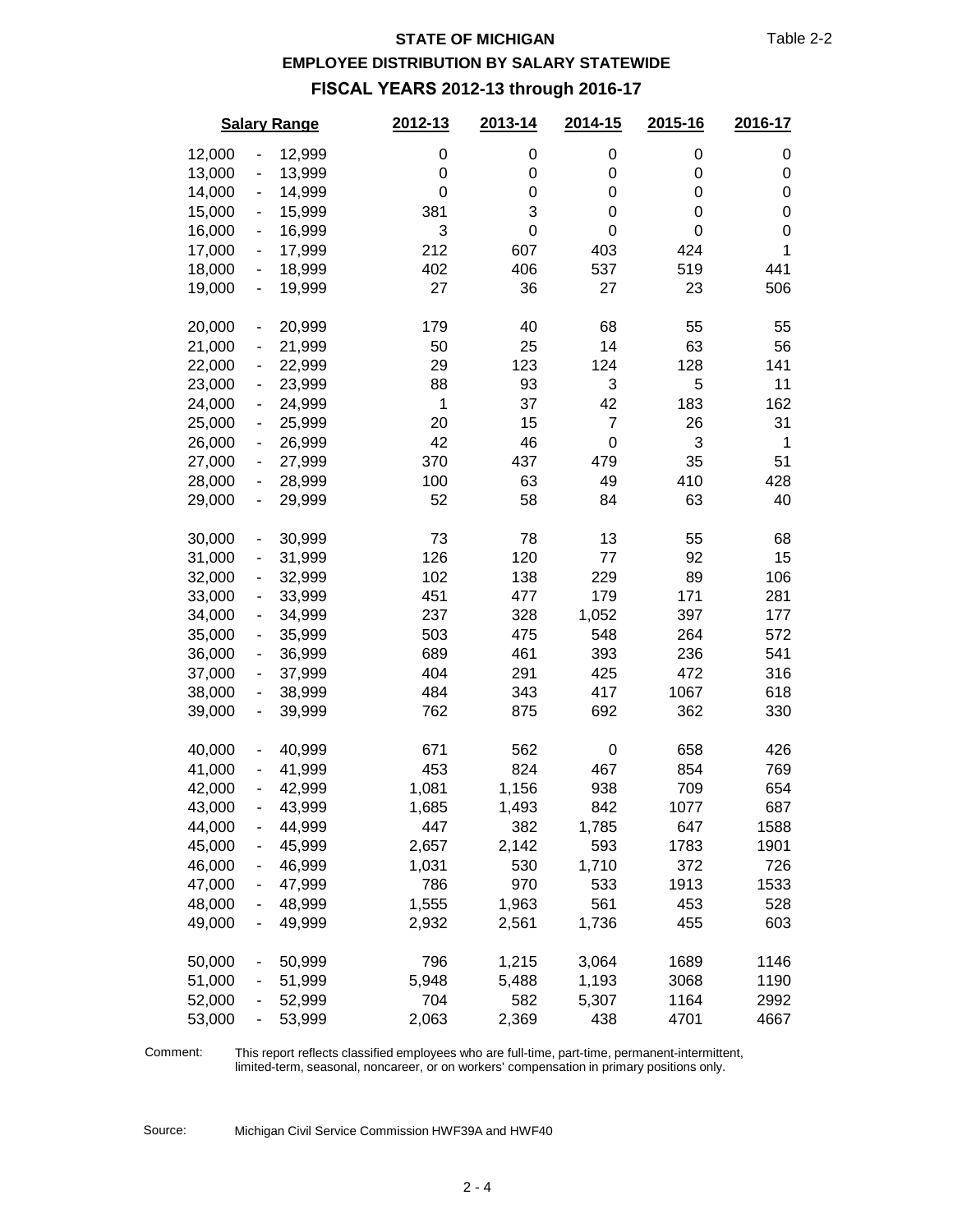Table 2-2

# STATE OF MICHIGAN

## EMPLOYEE DISTRIBUTION BY SALARY STATEWIDE

## FISCAL YEARS 2012-13 through 2016-17

| Salary Range | 2012-13 | 2013-14 | 2014-15 | 2015-16 | 2016-17 |
|---|---|---|---|---|---|
| 12,000 - 12,999 | 0 | 0 | 0 | 0 | 0 |
| 13,000 - 13,999 | 0 | 0 | 0 | 0 | 0 |
| 14,000 - 14,999 | 0 | 0 | 0 | 0 | 0 |
| 15,000 - 15,999 | 381 | 3 | 0 | 0 | 0 |
| 16,000 - 16,999 | 3 | 0 | 0 | 0 | 0 |
| 17,000 - 17,999 | 212 | 607 | 403 | 424 | 1 |
| 18,000 - 18,999 | 402 | 406 | 537 | 519 | 441 |
| 19,000 - 19,999 | 27 | 36 | 27 | 23 | 506 |
| 20,000 - 20,999 | 179 | 40 | 68 | 55 | 55 |
| 21,000 - 21,999 | 50 | 25 | 14 | 63 | 56 |
| 22,000 - 22,999 | 29 | 123 | 124 | 128 | 141 |
| 23,000 - 23,999 | 88 | 93 | 3 | 5 | 11 |
| 24,000 - 24,999 | 1 | 37 | 42 | 183 | 162 |
| 25,000 - 25,999 | 20 | 15 | 7 | 26 | 31 |
| 26,000 - 26,999 | 42 | 46 | 0 | 3 | 1 |
| 27,000 - 27,999 | 370 | 437 | 479 | 35 | 51 |
| 28,000 - 28,999 | 100 | 63 | 49 | 410 | 428 |
| 29,000 - 29,999 | 52 | 58 | 84 | 63 | 40 |
| 30,000 - 30,999 | 73 | 78 | 13 | 55 | 68 |
| 31,000 - 31,999 | 126 | 120 | 77 | 92 | 15 |
| 32,000 - 32,999 | 102 | 138 | 229 | 89 | 106 |
| 33,000 - 33,999 | 451 | 477 | 179 | 171 | 281 |
| 34,000 - 34,999 | 237 | 328 | 1,052 | 397 | 177 |
| 35,000 - 35,999 | 503 | 475 | 548 | 264 | 572 |
| 36,000 - 36,999 | 689 | 461 | 393 | 236 | 541 |
| 37,000 - 37,999 | 404 | 291 | 425 | 472 | 316 |
| 38,000 - 38,999 | 484 | 343 | 417 | 1067 | 618 |
| 39,000 - 39,999 | 762 | 875 | 692 | 362 | 330 |
| 40,000 - 40,999 | 671 | 562 | 0 | 658 | 426 |
| 41,000 - 41,999 | 453 | 824 | 467 | 854 | 769 |
| 42,000 - 42,999 | 1,081 | 1,156 | 938 | 709 | 654 |
| 43,000 - 43,999 | 1,685 | 1,493 | 842 | 1077 | 687 |
| 44,000 - 44,999 | 447 | 382 | 1,785 | 647 | 1588 |
| 45,000 - 45,999 | 2,657 | 2,142 | 593 | 1783 | 1901 |
| 46,000 - 46,999 | 1,031 | 530 | 1,710 | 372 | 726 |
| 47,000 - 47,999 | 786 | 970 | 533 | 1913 | 1533 |
| 48,000 - 48,999 | 1,555 | 1,963 | 561 | 453 | 528 |
| 49,000 - 49,999 | 2,932 | 2,561 | 1,736 | 455 | 603 |
| 50,000 - 50,999 | 796 | 1,215 | 3,064 | 1689 | 1146 |
| 51,000 - 51,999 | 5,948 | 5,488 | 1,193 | 3068 | 1190 |
| 52,000 - 52,999 | 704 | 582 | 5,307 | 1164 | 2992 |
| 53,000 - 53,999 | 2,063 | 2,369 | 438 | 4701 | 4667 |

Comment: This report reflects classified employees who are full-time, part-time, permanent-intermittent, limited-term, seasonal, noncareer, or on workers' compensation in primary positions only.

Source: Michigan Civil Service Commission HWF39A and HWF40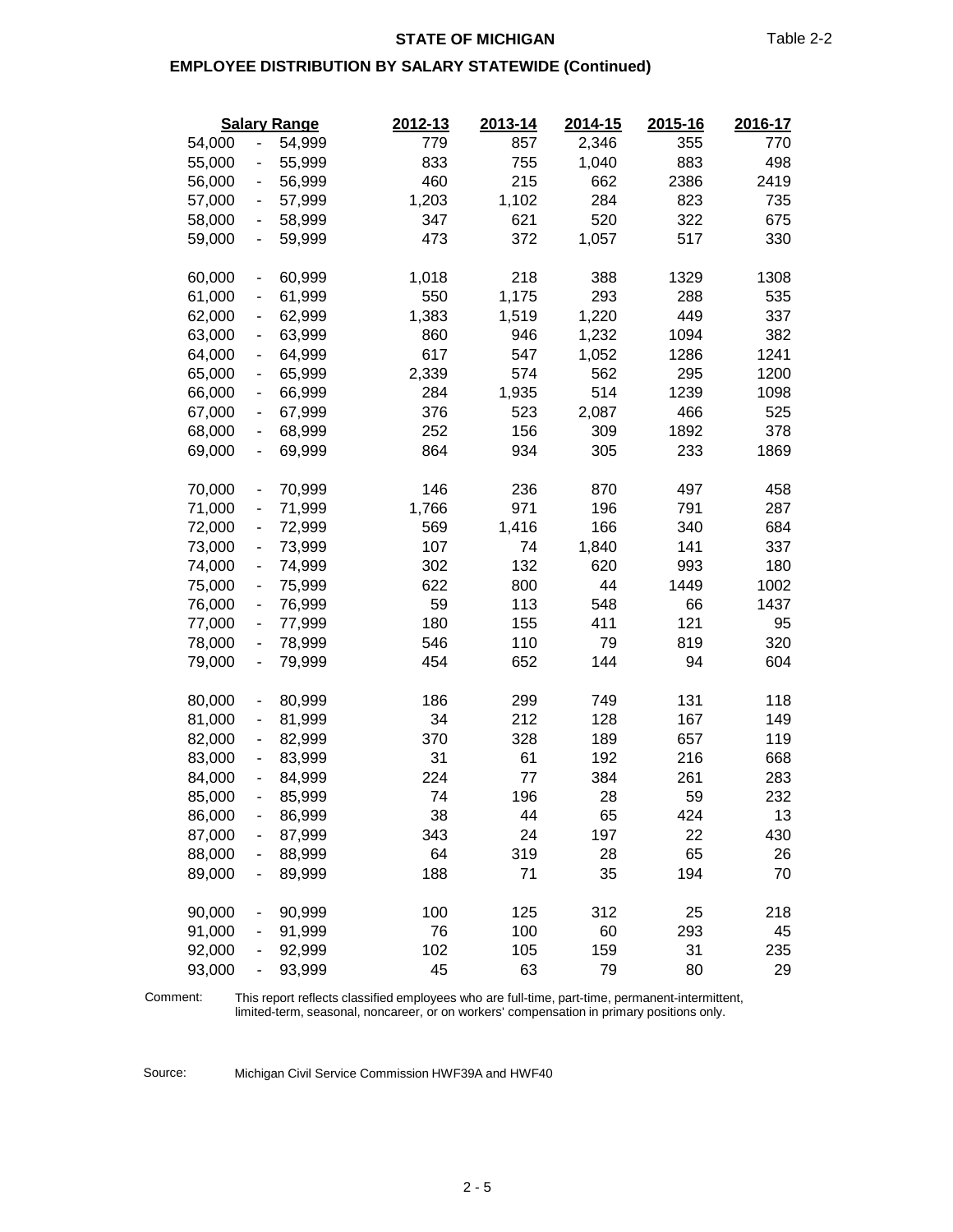**STATE OF MICHIGAN**

Table 2-2

**EMPLOYEE DISTRIBUTION BY SALARY STATEWIDE (Continued)**

| Salary Range | 2012-13 | 2013-14 | 2014-15 | 2015-16 | 2016-17 |
|---|---|---|---|---|---|
| 54,000 - 54,999 | 779 | 857 | 2,346 | 355 | 770 |
| 55,000 - 55,999 | 833 | 755 | 1,040 | 883 | 498 |
| 56,000 - 56,999 | 460 | 215 | 662 | 2386 | 2419 |
| 57,000 - 57,999 | 1,203 | 1,102 | 284 | 823 | 735 |
| 58,000 - 58,999 | 347 | 621 | 520 | 322 | 675 |
| 59,000 - 59,999 | 473 | 372 | 1,057 | 517 | 330 |
| 60,000 - 60,999 | 1,018 | 218 | 388 | 1329 | 1308 |
| 61,000 - 61,999 | 550 | 1,175 | 293 | 288 | 535 |
| 62,000 - 62,999 | 1,383 | 1,519 | 1,220 | 449 | 337 |
| 63,000 - 63,999 | 860 | 946 | 1,232 | 1094 | 382 |
| 64,000 - 64,999 | 617 | 547 | 1,052 | 1286 | 1241 |
| 65,000 - 65,999 | 2,339 | 574 | 562 | 295 | 1200 |
| 66,000 - 66,999 | 284 | 1,935 | 514 | 1239 | 1098 |
| 67,000 - 67,999 | 376 | 523 | 2,087 | 466 | 525 |
| 68,000 - 68,999 | 252 | 156 | 309 | 1892 | 378 |
| 69,000 - 69,999 | 864 | 934 | 305 | 233 | 1869 |
| 70,000 - 70,999 | 146 | 236 | 870 | 497 | 458 |
| 71,000 - 71,999 | 1,766 | 971 | 196 | 791 | 287 |
| 72,000 - 72,999 | 569 | 1,416 | 166 | 340 | 684 |
| 73,000 - 73,999 | 107 | 74 | 1,840 | 141 | 337 |
| 74,000 - 74,999 | 302 | 132 | 620 | 993 | 180 |
| 75,000 - 75,999 | 622 | 800 | 44 | 1449 | 1002 |
| 76,000 - 76,999 | 59 | 113 | 548 | 66 | 1437 |
| 77,000 - 77,999 | 180 | 155 | 411 | 121 | 95 |
| 78,000 - 78,999 | 546 | 110 | 79 | 819 | 320 |
| 79,000 - 79,999 | 454 | 652 | 144 | 94 | 604 |
| 80,000 - 80,999 | 186 | 299 | 749 | 131 | 118 |
| 81,000 - 81,999 | 34 | 212 | 128 | 167 | 149 |
| 82,000 - 82,999 | 370 | 328 | 189 | 657 | 119 |
| 83,000 - 83,999 | 31 | 61 | 192 | 216 | 668 |
| 84,000 - 84,999 | 224 | 77 | 384 | 261 | 283 |
| 85,000 - 85,999 | 74 | 196 | 28 | 59 | 232 |
| 86,000 - 86,999 | 38 | 44 | 65 | 424 | 13 |
| 87,000 - 87,999 | 343 | 24 | 197 | 22 | 430 |
| 88,000 - 88,999 | 64 | 319 | 28 | 65 | 26 |
| 89,000 - 89,999 | 188 | 71 | 35 | 194 | 70 |
| 90,000 - 90,999 | 100 | 125 | 312 | 25 | 218 |
| 91,000 - 91,999 | 76 | 100 | 60 | 293 | 45 |
| 92,000 - 92,999 | 102 | 105 | 159 | 31 | 235 |
| 93,000 - 93,999 | 45 | 63 | 79 | 80 | 29 |

Comment: This report reflects classified employees who are full-time, part-time, permanent-intermittent, limited-term, seasonal, noncareer, or on workers' compensation in primary positions only.

Source: Michigan Civil Service Commission HWF39A and HWF40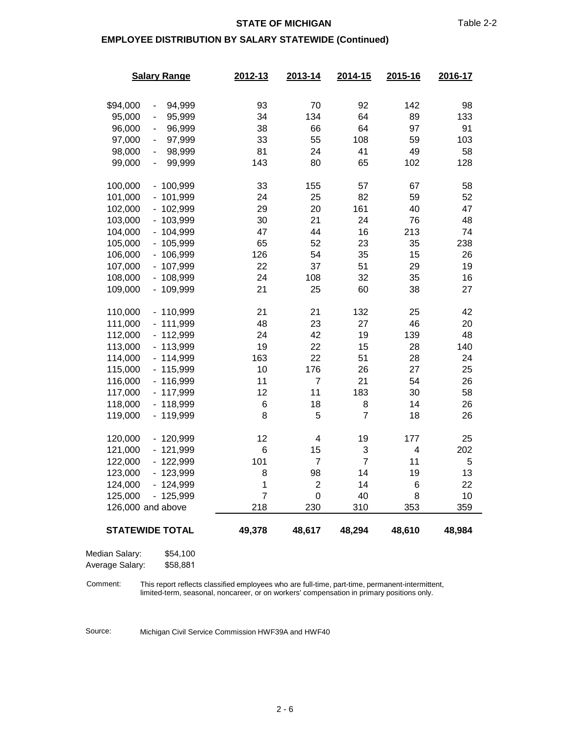**STATE OF MICHIGAN**

Table 2-2

**EMPLOYEE DISTRIBUTION BY SALARY STATEWIDE (Continued)**

| Salary Range | 2012-13 | 2013-14 | 2014-15 | 2015-16 | 2016-17 |
|---|---|---|---|---|---|
| $94,000 - 94,999 | 93 | 70 | 92 | 142 | 98 |
| 95,000 - 95,999 | 34 | 134 | 64 | 89 | 133 |
| 96,000 - 96,999 | 38 | 66 | 64 | 97 | 91 |
| 97,000 - 97,999 | 33 | 55 | 108 | 59 | 103 |
| 98,000 - 98,999 | 81 | 24 | 41 | 49 | 58 |
| 99,000 - 99,999 | 143 | 80 | 65 | 102 | 128 |
| 100,000 - 100,999 | 33 | 155 | 57 | 67 | 58 |
| 101,000 - 101,999 | 24 | 25 | 82 | 59 | 52 |
| 102,000 - 102,999 | 29 | 20 | 161 | 40 | 47 |
| 103,000 - 103,999 | 30 | 21 | 24 | 76 | 48 |
| 104,000 - 104,999 | 47 | 44 | 16 | 213 | 74 |
| 105,000 - 105,999 | 65 | 52 | 23 | 35 | 238 |
| 106,000 - 106,999 | 126 | 54 | 35 | 15 | 26 |
| 107,000 - 107,999 | 22 | 37 | 51 | 29 | 19 |
| 108,000 - 108,999 | 24 | 108 | 32 | 35 | 16 |
| 109,000 - 109,999 | 21 | 25 | 60 | 38 | 27 |
| 110,000 - 110,999 | 21 | 21 | 132 | 25 | 42 |
| 111,000 - 111,999 | 48 | 23 | 27 | 46 | 20 |
| 112,000 - 112,999 | 24 | 42 | 19 | 139 | 48 |
| 113,000 - 113,999 | 19 | 22 | 15 | 28 | 140 |
| 114,000 - 114,999 | 163 | 22 | 51 | 28 | 24 |
| 115,000 - 115,999 | 10 | 176 | 26 | 27 | 25 |
| 116,000 - 116,999 | 11 | 7 | 21 | 54 | 26 |
| 117,000 - 117,999 | 12 | 11 | 183 | 30 | 58 |
| 118,000 - 118,999 | 6 | 18 | 8 | 14 | 26 |
| 119,000 - 119,999 | 8 | 5 | 7 | 18 | 26 |
| 120,000 - 120,999 | 12 | 4 | 19 | 177 | 25 |
| 121,000 - 121,999 | 6 | 15 | 3 | 4 | 202 |
| 122,000 - 122,999 | 101 | 7 | 7 | 11 | 5 |
| 123,000 - 123,999 | 8 | 98 | 14 | 19 | 13 |
| 124,000 - 124,999 | 1 | 2 | 14 | 6 | 22 |
| 125,000 - 125,999 | 7 | 0 | 40 | 8 | 10 |
| 126,000 and above | 218 | 230 | 310 | 353 | 359 |
| **STATEWIDE TOTAL** | **49,378** | **48,617** | **48,294** | **48,610** | **48,984** |

Median Salary: $54,100
Average Salary: $58,881

Comment: This report reflects classified employees who are full-time, part-time, permanent-intermittent, limited-term, seasonal, noncareer, or on workers' compensation in primary positions only.

Source: Michigan Civil Service Commission HWF39A and HWF40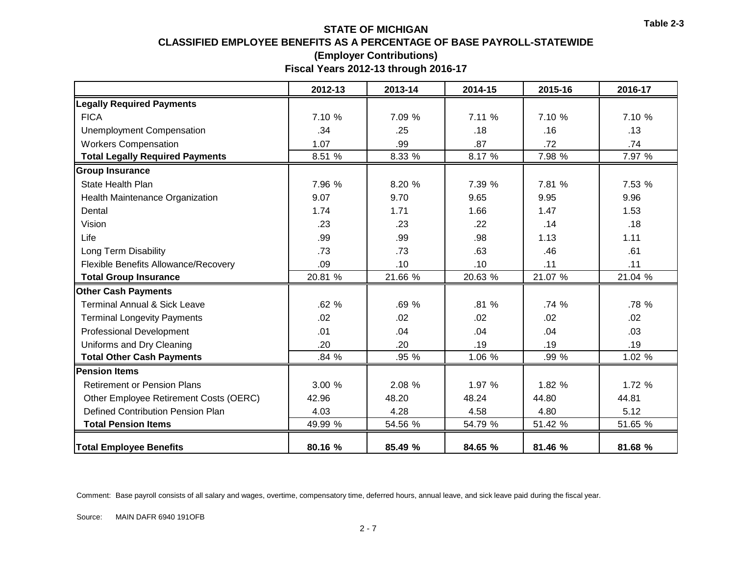Table 2-3

## STATE OF MICHIGAN
## CLASSIFIED EMPLOYEE BENEFITS AS A PERCENTAGE OF BASE PAYROLL-STATEWIDE
### (Employer Contributions)
### Fiscal Years 2012-13 through 2016-17

| | 2012-13 | 2013-14 | 2014-15 | 2015-16 | 2016-17 |
|---|---|---|---|---|---|
| **Legally Required Payments** | | | | | |
| FICA | 7.10 % | 7.09 % | 7.11 % | 7.10 % | 7.10 % |
| Unemployment Compensation | .34 | .25 | .18 | .16 | .13 |
| Workers Compensation | 1.07 | .99 | .87 | .72 | .74 |
| **Total Legally Required Payments** | 8.51 % | 8.33 % | 8.17 % | 7.98 % | 7.97 % |
| **Group Insurance** | | | | | |
| State Health Plan | 7.96 % | 8.20 % | 7.39 % | 7.81 % | 7.53 % |
| Health Maintenance Organization | 9.07 | 9.70 | 9.65 | 9.95 | 9.96 |
| Dental | 1.74 | 1.71 | 1.66 | 1.47 | 1.53 |
| Vision | .23 | .23 | .22 | .14 | .18 |
| Life | .99 | .99 | .98 | 1.13 | 1.11 |
| Long Term Disability | .73 | .73 | .63 | .46 | .61 |
| Flexible Benefits Allowance/Recovery | .09 | .10 | .10 | .11 | .11 |
| **Total Group Insurance** | 20.81 % | 21.66 % | 20.63 % | 21.07 % | 21.04 % |
| **Other Cash Payments** | | | | | |
| Terminal Annual & Sick Leave | .62 % | .69 % | .81 % | .74 % | .78 % |
| Terminal Longevity Payments | .02 | .02 | .02 | .02 | .02 |
| Professional Development | .01 | .04 | .04 | .04 | .03 |
| Uniforms and Dry Cleaning | .20 | .20 | .19 | .19 | .19 |
| **Total Other Cash Payments** | .84 % | .95 % | 1.06 % | .99 % | 1.02 % |
| **Pension Items** | | | | | |
| Retirement or Pension Plans | 3.00 % | 2.08 % | 1.97 % | 1.82 % | 1.72 % |
| Other Employee Retirement Costs (OERC) | 42.96 | 48.20 | 48.24 | 44.80 | 44.81 |
| Defined Contribution Pension Plan | 4.03 | 4.28 | 4.58 | 4.80 | 5.12 |
| **Total Pension Items** | 49.99 % | 54.56 % | 54.79 % | 51.42 % | 51.65 % |
| **Total Employee Benefits** | **80.16 %** | **85.49 %** | **84.65 %** | **81.46 %** | **81.68 %** |

Comment: Base payroll consists of all salary and wages, overtime, compensatory time, deferred hours, annual leave, and sick leave paid during the fiscal year.

Source: MAIN DAFR 6940 191OFB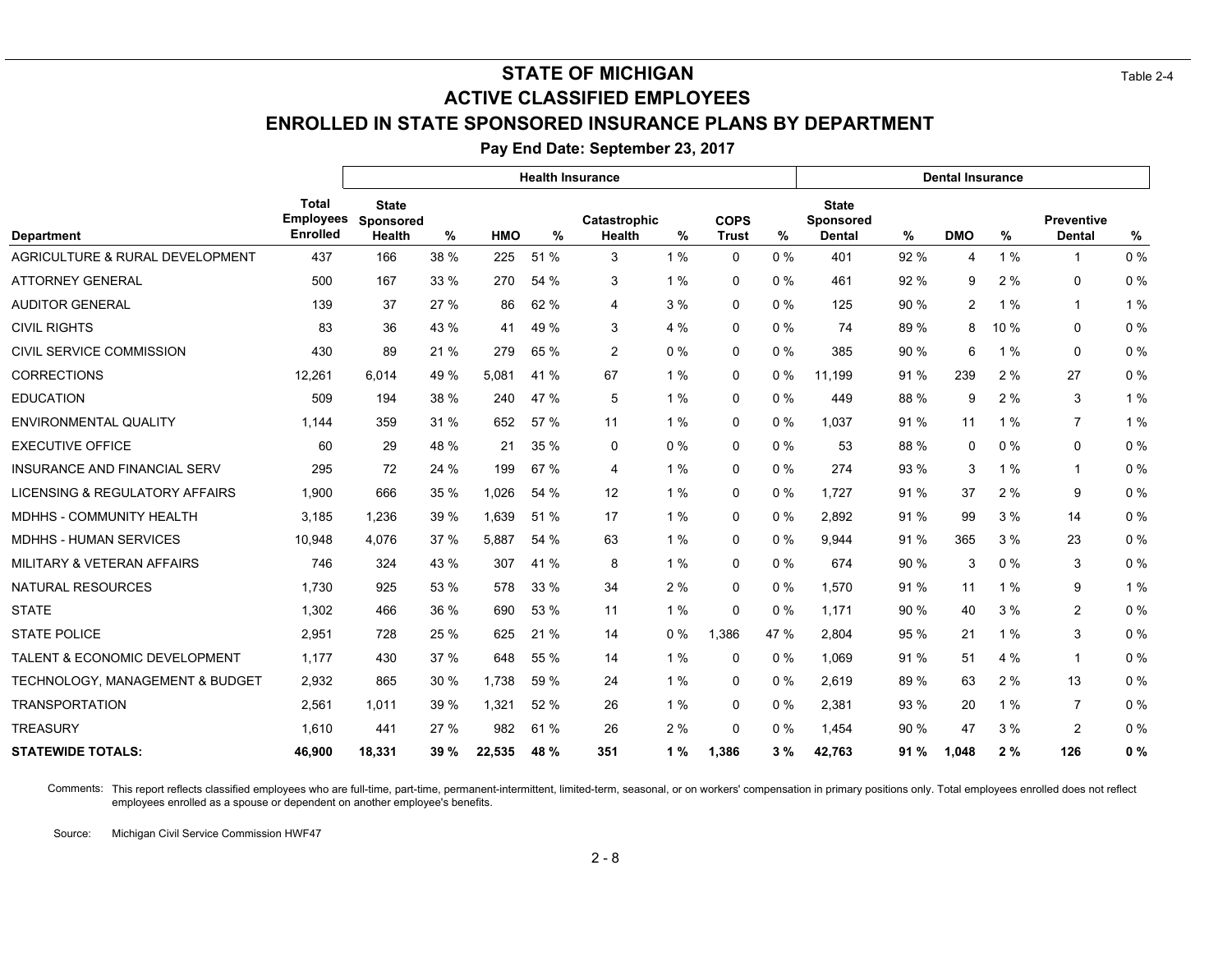Table 2-4

# STATE OF MICHIGAN
## ACTIVE CLASSIFIED EMPLOYEES
## ENROLLED IN STATE SPONSORED INSURANCE PLANS BY DEPARTMENT

**Pay End Date: September 23, 2017**

| | | Health Insurance | | | | | | | | Dental Insurance | | | | | |
|---|---|---|---|---|---|---|---|---|---|---|---|---|---|---|---|
| **Department** | **Total Employees Enrolled** | **State Sponsored Health** | **%** | **HMO** | **%** | **Catastrophic Health** | **%** | **COPS Trust** | **%** | **State Sponsored Dental** | **%** | **DMO** | **%** | **Preventive Dental** | **%** |
| AGRICULTURE & RURAL DEVELOPMENT | 437 | 166 | 38 % | 225 | 51 % | 3 | 1 % | 0 | 0 % | 401 | 92 % | 4 | 1 % | 1 | 0 % |
| ATTORNEY GENERAL | 500 | 167 | 33 % | 270 | 54 % | 3 | 1 % | 0 | 0 % | 461 | 92 % | 9 | 2 % | 0 | 0 % |
| AUDITOR GENERAL | 139 | 37 | 27 % | 86 | 62 % | 4 | 3 % | 0 | 0 % | 125 | 90 % | 2 | 1 % | 1 | 1 % |
| CIVIL RIGHTS | 83 | 36 | 43 % | 41 | 49 % | 3 | 4 % | 0 | 0 % | 74 | 89 % | 8 | 10 % | 0 | 0 % |
| CIVIL SERVICE COMMISSION | 430 | 89 | 21 % | 279 | 65 % | 2 | 0 % | 0 | 0 % | 385 | 90 % | 6 | 1 % | 0 | 0 % |
| CORRECTIONS | 12,261 | 6,014 | 49 % | 5,081 | 41 % | 67 | 1 % | 0 | 0 % | 11,199 | 91 % | 239 | 2 % | 27 | 0 % |
| EDUCATION | 509 | 194 | 38 % | 240 | 47 % | 5 | 1 % | 0 | 0 % | 449 | 88 % | 9 | 2 % | 3 | 1 % |
| ENVIRONMENTAL QUALITY | 1,144 | 359 | 31 % | 652 | 57 % | 11 | 1 % | 0 | 0 % | 1,037 | 91 % | 11 | 1 % | 7 | 1 % |
| EXECUTIVE OFFICE | 60 | 29 | 48 % | 21 | 35 % | 0 | 0 % | 0 | 0 % | 53 | 88 % | 0 | 0 % | 0 | 0 % |
| INSURANCE AND FINANCIAL SERV | 295 | 72 | 24 % | 199 | 67 % | 4 | 1 % | 0 | 0 % | 274 | 93 % | 3 | 1 % | 1 | 0 % |
| LICENSING & REGULATORY AFFAIRS | 1,900 | 666 | 35 % | 1,026 | 54 % | 12 | 1 % | 0 | 0 % | 1,727 | 91 % | 37 | 2 % | 9 | 0 % |
| MDHHS - COMMUNITY HEALTH | 3,185 | 1,236 | 39 % | 1,639 | 51 % | 17 | 1 % | 0 | 0 % | 2,892 | 91 % | 99 | 3 % | 14 | 0 % |
| MDHHS - HUMAN SERVICES | 10,948 | 4,076 | 37 % | 5,887 | 54 % | 63 | 1 % | 0 | 0 % | 9,944 | 91 % | 365 | 3 % | 23 | 0 % |
| MILITARY & VETERAN AFFAIRS | 746 | 324 | 43 % | 307 | 41 % | 8 | 1 % | 0 | 0 % | 674 | 90 % | 3 | 0 % | 3 | 0 % |
| NATURAL RESOURCES | 1,730 | 925 | 53 % | 578 | 33 % | 34 | 2 % | 0 | 0 % | 1,570 | 91 % | 11 | 1 % | 9 | 1 % |
| STATE | 1,302 | 466 | 36 % | 690 | 53 % | 11 | 1 % | 0 | 0 % | 1,171 | 90 % | 40 | 3 % | 2 | 0 % |
| STATE POLICE | 2,951 | 728 | 25 % | 625 | 21 % | 14 | 0 % | 1,386 | 47 % | 2,804 | 95 % | 21 | 1 % | 3 | 0 % |
| TALENT & ECONOMIC DEVELOPMENT | 1,177 | 430 | 37 % | 648 | 55 % | 14 | 1 % | 0 | 0 % | 1,069 | 91 % | 51 | 4 % | 1 | 0 % |
| TECHNOLOGY, MANAGEMENT & BUDGET | 2,932 | 865 | 30 % | 1,738 | 59 % | 24 | 1 % | 0 | 0 % | 2,619 | 89 % | 63 | 2 % | 13 | 0 % |
| TRANSPORTATION | 2,561 | 1,011 | 39 % | 1,321 | 52 % | 26 | 1 % | 0 | 0 % | 2,381 | 93 % | 20 | 1 % | 7 | 0 % |
| TREASURY | 1,610 | 441 | 27 % | 982 | 61 % | 26 | 2 % | 0 | 0 % | 1,454 | 90 % | 47 | 3 % | 2 | 0 % |
| **STATEWIDE TOTALS:** | **46,900** | **18,331** | **39 %** | **22,535** | **48 %** | **351** | **1 %** | **1,386** | **3 %** | **42,763** | **91 %** | **1,048** | **2 %** | **126** | **0 %** |

Comments: This report reflects classified employees who are full-time, part-time, permanent-intermittent, limited-term, seasonal, or on workers' compensation in primary positions only. Total employees enrolled does not reflect employees enrolled as a spouse or dependent on another employee's benefits.

Source: Michigan Civil Service Commission HWF47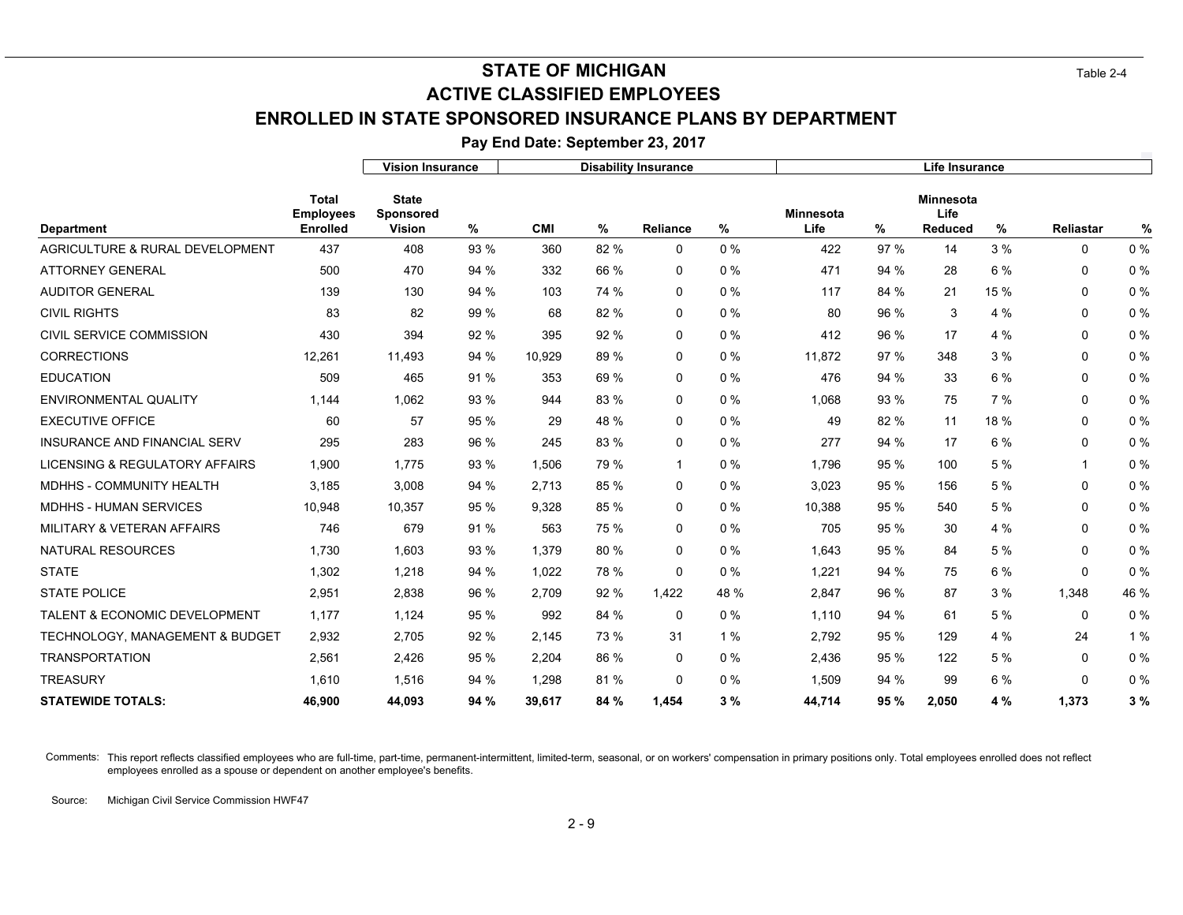Table 2-4

# STATE OF MICHIGAN
## ACTIVE CLASSIFIED EMPLOYEES
## ENROLLED IN STATE SPONSORED INSURANCE PLANS BY DEPARTMENT

**Pay End Date: September 23, 2017**

| | | Vision Insurance | | Disability Insurance | | | | Life Insurance | | | | | |
|---|---|---|---|---|---|---|---|---|---|---|---|---|---|
| **Department** | **Total Employees Enrolled** | **State Sponsored Vision** | **%** | **CMI** | **%** | **Reliance** | **%** | **Minnesota Life** | **%** | **Minnesota Life Reduced** | **%** | **Reliastar** | **%** |
| AGRICULTURE & RURAL DEVELOPMENT | 437 | 408 | 93 % | 360 | 82 % | 0 | 0 % | 422 | 97 % | 14 | 3 % | 0 | 0 % |
| ATTORNEY GENERAL | 500 | 470 | 94 % | 332 | 66 % | 0 | 0 % | 471 | 94 % | 28 | 6 % | 0 | 0 % |
| AUDITOR GENERAL | 139 | 130 | 94 % | 103 | 74 % | 0 | 0 % | 117 | 84 % | 21 | 15 % | 0 | 0 % |
| CIVIL RIGHTS | 83 | 82 | 99 % | 68 | 82 % | 0 | 0 % | 80 | 96 % | 3 | 4 % | 0 | 0 % |
| CIVIL SERVICE COMMISSION | 430 | 394 | 92 % | 395 | 92 % | 0 | 0 % | 412 | 96 % | 17 | 4 % | 0 | 0 % |
| CORRECTIONS | 12,261 | 11,493 | 94 % | 10,929 | 89 % | 0 | 0 % | 11,872 | 97 % | 348 | 3 % | 0 | 0 % |
| EDUCATION | 509 | 465 | 91 % | 353 | 69 % | 0 | 0 % | 476 | 94 % | 33 | 6 % | 0 | 0 % |
| ENVIRONMENTAL QUALITY | 1,144 | 1,062 | 93 % | 944 | 83 % | 0 | 0 % | 1,068 | 93 % | 75 | 7 % | 0 | 0 % |
| EXECUTIVE OFFICE | 60 | 57 | 95 % | 29 | 48 % | 0 | 0 % | 49 | 82 % | 11 | 18 % | 0 | 0 % |
| INSURANCE AND FINANCIAL SERV | 295 | 283 | 96 % | 245 | 83 % | 0 | 0 % | 277 | 94 % | 17 | 6 % | 0 | 0 % |
| LICENSING & REGULATORY AFFAIRS | 1,900 | 1,775 | 93 % | 1,506 | 79 % | 1 | 0 % | 1,796 | 95 % | 100 | 5 % | 1 | 0 % |
| MDHHS - COMMUNITY HEALTH | 3,185 | 3,008 | 94 % | 2,713 | 85 % | 0 | 0 % | 3,023 | 95 % | 156 | 5 % | 0 | 0 % |
| MDHHS - HUMAN SERVICES | 10,948 | 10,357 | 95 % | 9,328 | 85 % | 0 | 0 % | 10,388 | 95 % | 540 | 5 % | 0 | 0 % |
| MILITARY & VETERAN AFFAIRS | 746 | 679 | 91 % | 563 | 75 % | 0 | 0 % | 705 | 95 % | 30 | 4 % | 0 | 0 % |
| NATURAL RESOURCES | 1,730 | 1,603 | 93 % | 1,379 | 80 % | 0 | 0 % | 1,643 | 95 % | 84 | 5 % | 0 | 0 % |
| STATE | 1,302 | 1,218 | 94 % | 1,022 | 78 % | 0 | 0 % | 1,221 | 94 % | 75 | 6 % | 0 | 0 % |
| STATE POLICE | 2,951 | 2,838 | 96 % | 2,709 | 92 % | 1,422 | 48 % | 2,847 | 96 % | 87 | 3 % | 1,348 | 46 % |
| TALENT & ECONOMIC DEVELOPMENT | 1,177 | 1,124 | 95 % | 992 | 84 % | 0 | 0 % | 1,110 | 94 % | 61 | 5 % | 0 | 0 % |
| TECHNOLOGY, MANAGEMENT & BUDGET | 2,932 | 2,705 | 92 % | 2,145 | 73 % | 31 | 1 % | 2,792 | 95 % | 129 | 4 % | 24 | 1 % |
| TRANSPORTATION | 2,561 | 2,426 | 95 % | 2,204 | 86 % | 0 | 0 % | 2,436 | 95 % | 122 | 5 % | 0 | 0 % |
| TREASURY | 1,610 | 1,516 | 94 % | 1,298 | 81 % | 0 | 0 % | 1,509 | 94 % | 99 | 6 % | 0 | 0 % |
| **STATEWIDE TOTALS:** | **46,900** | **44,093** | **94 %** | **39,617** | **84 %** | **1,454** | **3 %** | **44,714** | **95 %** | **2,050** | **4 %** | **1,373** | **3 %** |

Comments: This report reflects classified employees who are full-time, part-time, permanent-intermittent, limited-term, seasonal, or on workers' compensation in primary positions only. Total employees enrolled does not reflect employees enrolled as a spouse or dependent on another employee's benefits.

Source: Michigan Civil Service Commission HWF47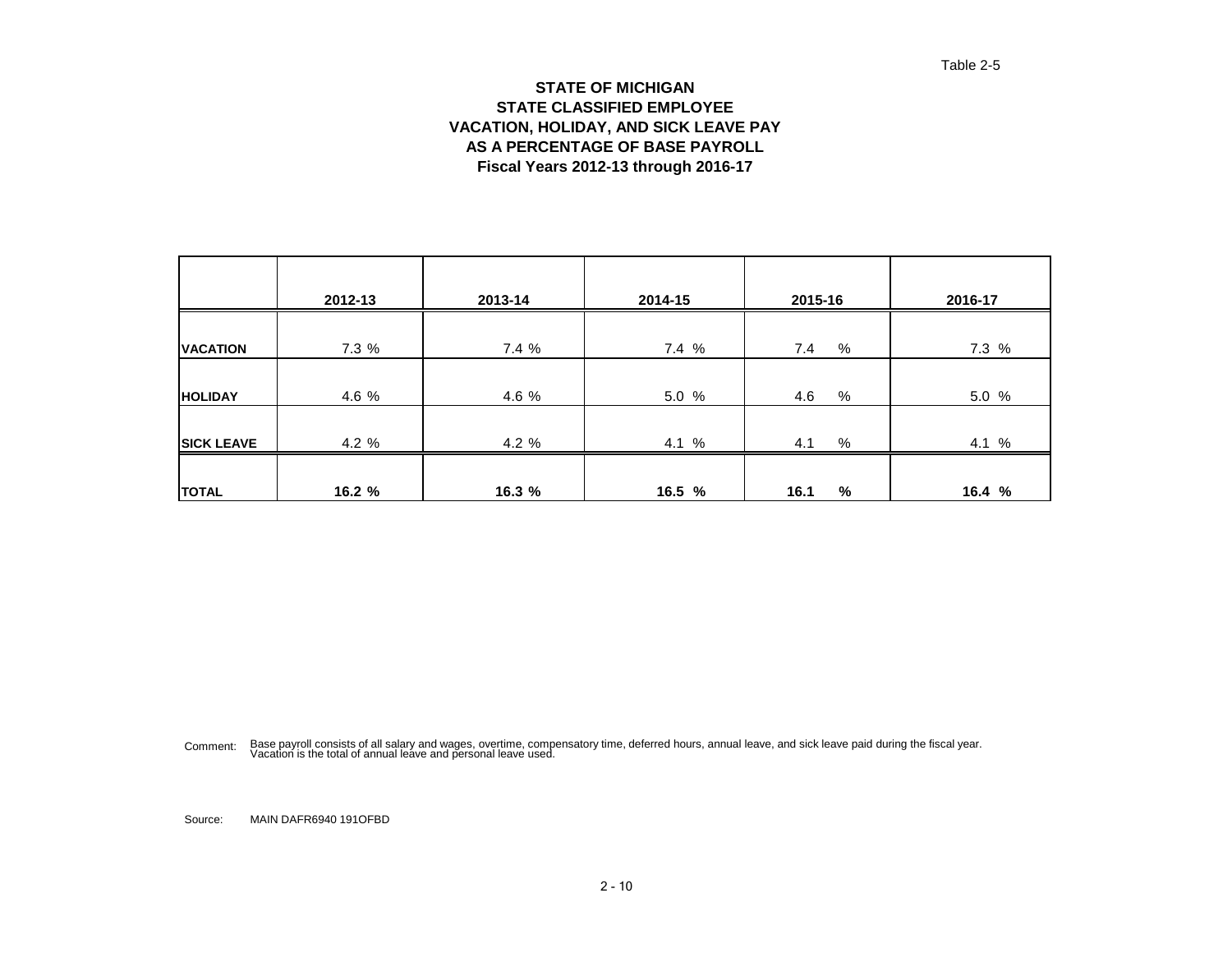Table 2-5

# STATE OF MICHIGAN
## STATE CLASSIFIED EMPLOYEE
## VACATION, HOLIDAY, AND SICK LEAVE PAY
## AS A PERCENTAGE OF BASE PAYROLL
## Fiscal Years 2012-13 through 2016-17

| | 2012-13 | 2013-14 | 2014-15 | 2015-16 | 2016-17 |
|---|---|---|---|---|---|
| **VACATION** | 7.3 % | 7.4 % | 7.4 % | 7.4 % | 7.3 % |
| **HOLIDAY** | 4.6 % | 4.6 % | 5.0 % | 4.6 % | 5.0 % |
| **SICK LEAVE** | 4.2 % | 4.2 % | 4.1 % | 4.1 % | 4.1 % |
| **TOTAL** | **16.2 %** | **16.3 %** | **16.5 %** | **16.1 %** | **16.4 %** |

Comment: Base payroll consists of all salary and wages, overtime, compensatory time, deferred hours, annual leave, and sick leave paid during the fiscal year. Vacation is the total of annual leave and personal leave used.

Source: MAIN DAFR6940 191OFBD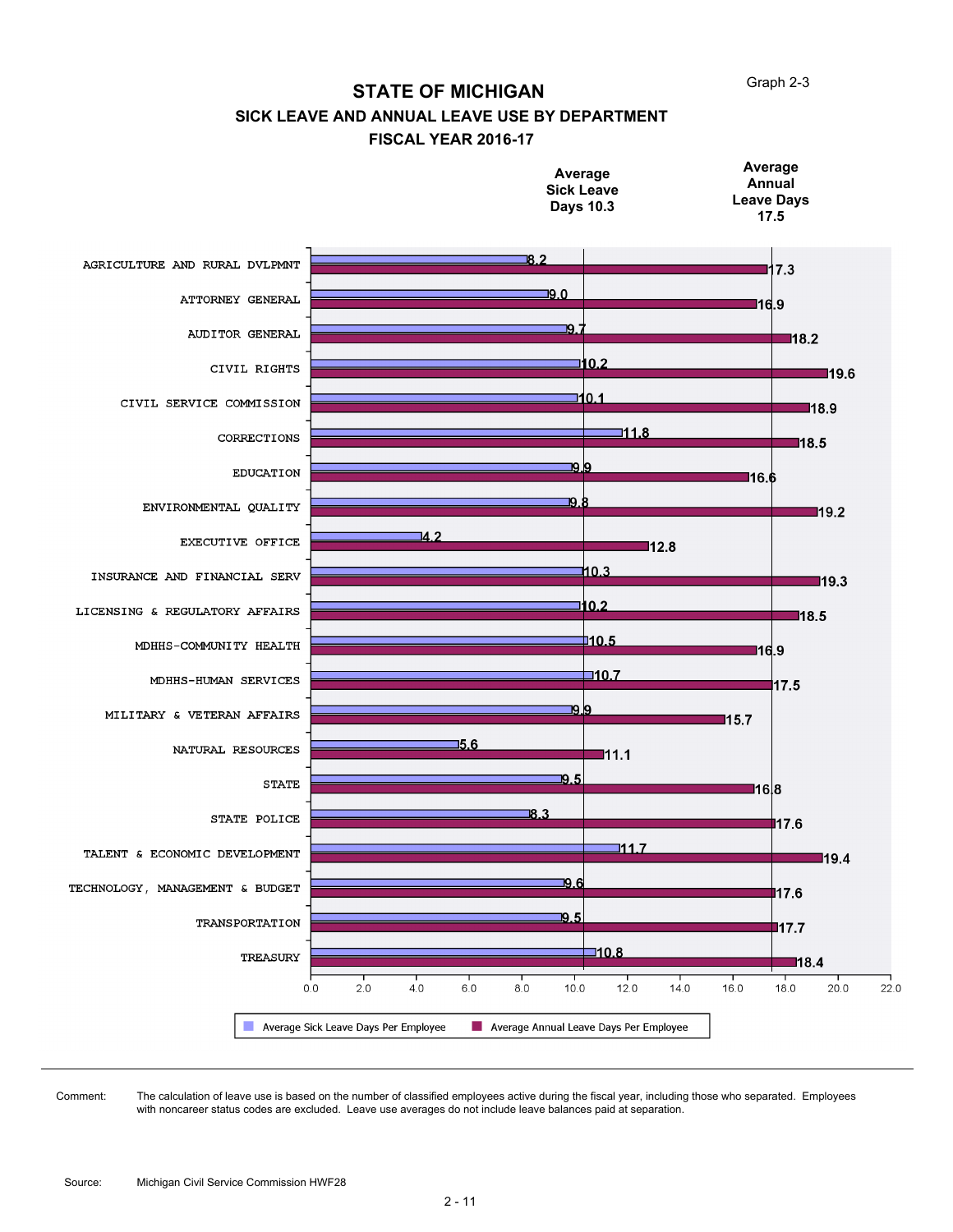Graph 2-3

# STATE OF MICHIGAN

## SICK LEAVE AND ANNUAL LEAVE USE BY DEPARTMENT

### FISCAL YEAR 2016-17

Average Sick Leave Days 10.3

Average Annual Leave Days 17.5

| Department | Average Sick Leave Days Per Employee | Average Annual Leave Days Per Employee |
|---|---|---|
| AGRICULTURE AND RURAL DVLPMNT | 8.2 | 17.3 |
| ATTORNEY GENERAL | 9.0 | 16.9 |
| AUDITOR GENERAL | 9.7 | 18.2 |
| CIVIL RIGHTS | 10.2 | 19.6 |
| CIVIL SERVICE COMMISSION | 10.1 | 18.9 |
| CORRECTIONS | 11.8 | 18.5 |
| EDUCATION | 9.9 | 16.6 |
| ENVIRONMENTAL QUALITY | 9.8 | 19.2 |
| EXECUTIVE OFFICE | 4.2 | 12.8 |
| INSURANCE AND FINANCIAL SERV | 10.3 | 19.3 |
| LICENSING & REGULATORY AFFAIRS | 10.2 | 18.5 |
| MDHHS-COMMUNITY HEALTH | 10.5 | 16.9 |
| MDHHS-HUMAN SERVICES | 10.7 | 17.5 |
| MILITARY & VETERAN AFFAIRS | 9.9 | 15.7 |
| NATURAL RESOURCES | 5.6 | 11.1 |
| STATE | 9.5 | 16.8 |
| STATE POLICE | 8.3 | 17.6 |
| TALENT & ECONOMIC DEVELOPMENT | 11.7 | 19.4 |
| TECHNOLOGY, MANAGEMENT & BUDGET | 9.6 | 17.6 |
| TRANSPORTATION | 9.5 | 17.7 |
| TREASURY | 10.8 | 18.4 |

Comment: The calculation of leave use is based on the number of classified employees active during the fiscal year, including those who separated. Employees with noncareer status codes are excluded. Leave use averages do not include leave balances paid at separation.

Source: Michigan Civil Service Commission HWF28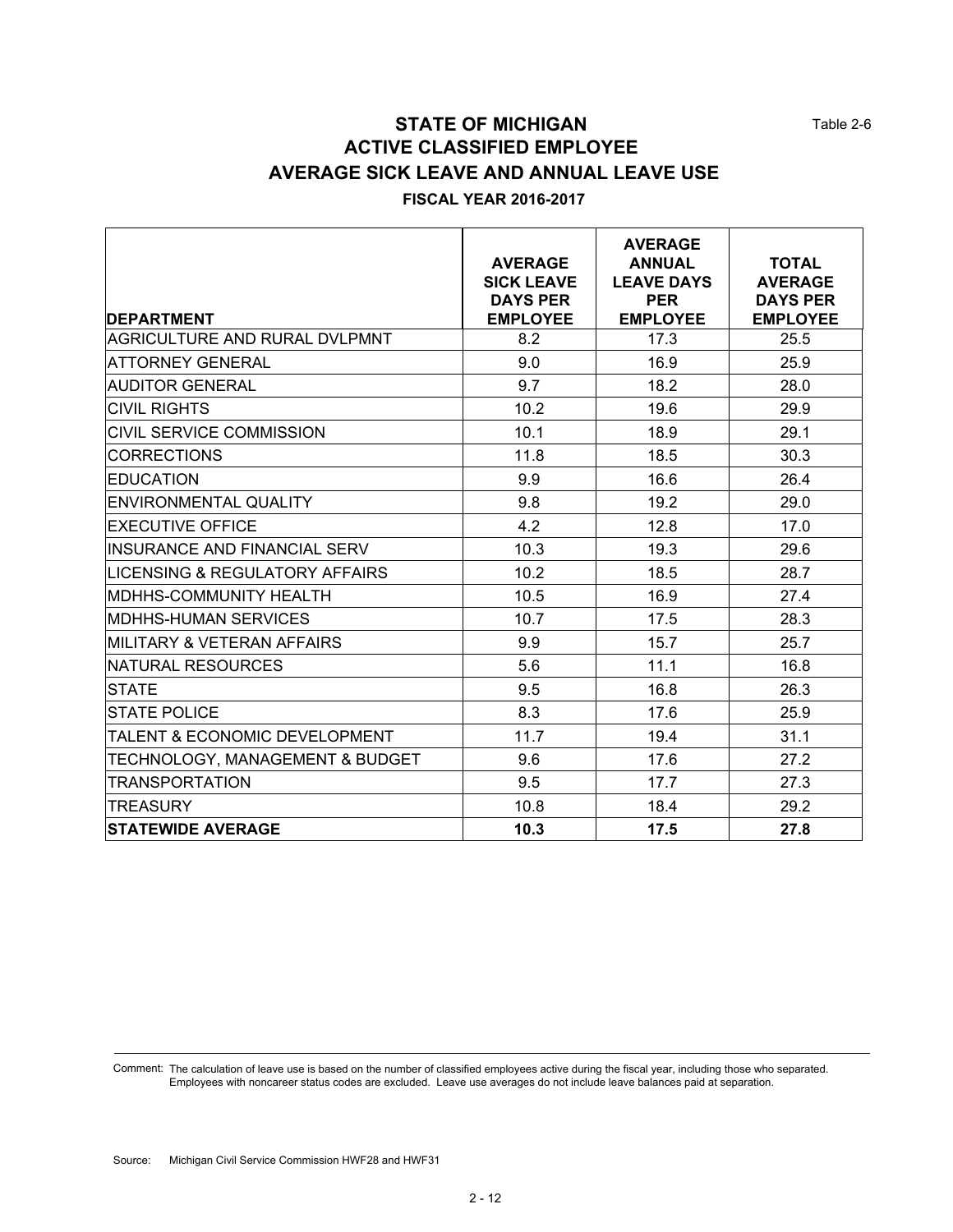Table 2-6

# STATE OF MICHIGAN
## ACTIVE CLASSIFIED EMPLOYEE
## AVERAGE SICK LEAVE AND ANNUAL LEAVE USE

**FISCAL YEAR 2016-2017**

| DEPARTMENT | AVERAGE SICK LEAVE DAYS PER EMPLOYEE | AVERAGE ANNUAL LEAVE DAYS PER EMPLOYEE | TOTAL AVERAGE DAYS PER EMPLOYEE |
|---|---|---|---|
| AGRICULTURE AND RURAL DVLPMNT | 8.2 | 17.3 | 25.5 |
| ATTORNEY GENERAL | 9.0 | 16.9 | 25.9 |
| AUDITOR GENERAL | 9.7 | 18.2 | 28.0 |
| CIVIL RIGHTS | 10.2 | 19.6 | 29.9 |
| CIVIL SERVICE COMMISSION | 10.1 | 18.9 | 29.1 |
| CORRECTIONS | 11.8 | 18.5 | 30.3 |
| EDUCATION | 9.9 | 16.6 | 26.4 |
| ENVIRONMENTAL QUALITY | 9.8 | 19.2 | 29.0 |
| EXECUTIVE OFFICE | 4.2 | 12.8 | 17.0 |
| INSURANCE AND FINANCIAL SERV | 10.3 | 19.3 | 29.6 |
| LICENSING & REGULATORY AFFAIRS | 10.2 | 18.5 | 28.7 |
| MDHHS-COMMUNITY HEALTH | 10.5 | 16.9 | 27.4 |
| MDHHS-HUMAN SERVICES | 10.7 | 17.5 | 28.3 |
| MILITARY & VETERAN AFFAIRS | 9.9 | 15.7 | 25.7 |
| NATURAL RESOURCES | 5.6 | 11.1 | 16.8 |
| STATE | 9.5 | 16.8 | 26.3 |
| STATE POLICE | 8.3 | 17.6 | 25.9 |
| TALENT & ECONOMIC DEVELOPMENT | 11.7 | 19.4 | 31.1 |
| TECHNOLOGY, MANAGEMENT & BUDGET | 9.6 | 17.6 | 27.2 |
| TRANSPORTATION | 9.5 | 17.7 | 27.3 |
| TREASURY | 10.8 | 18.4 | 29.2 |
| **STATEWIDE AVERAGE** | **10.3** | **17.5** | **27.8** |

Comment: The calculation of leave use is based on the number of classified employees active during the fiscal year, including those who separated. Employees with noncareer status codes are excluded. Leave use averages do not include leave balances paid at separation.

Source: Michigan Civil Service Commission HWF28 and HWF31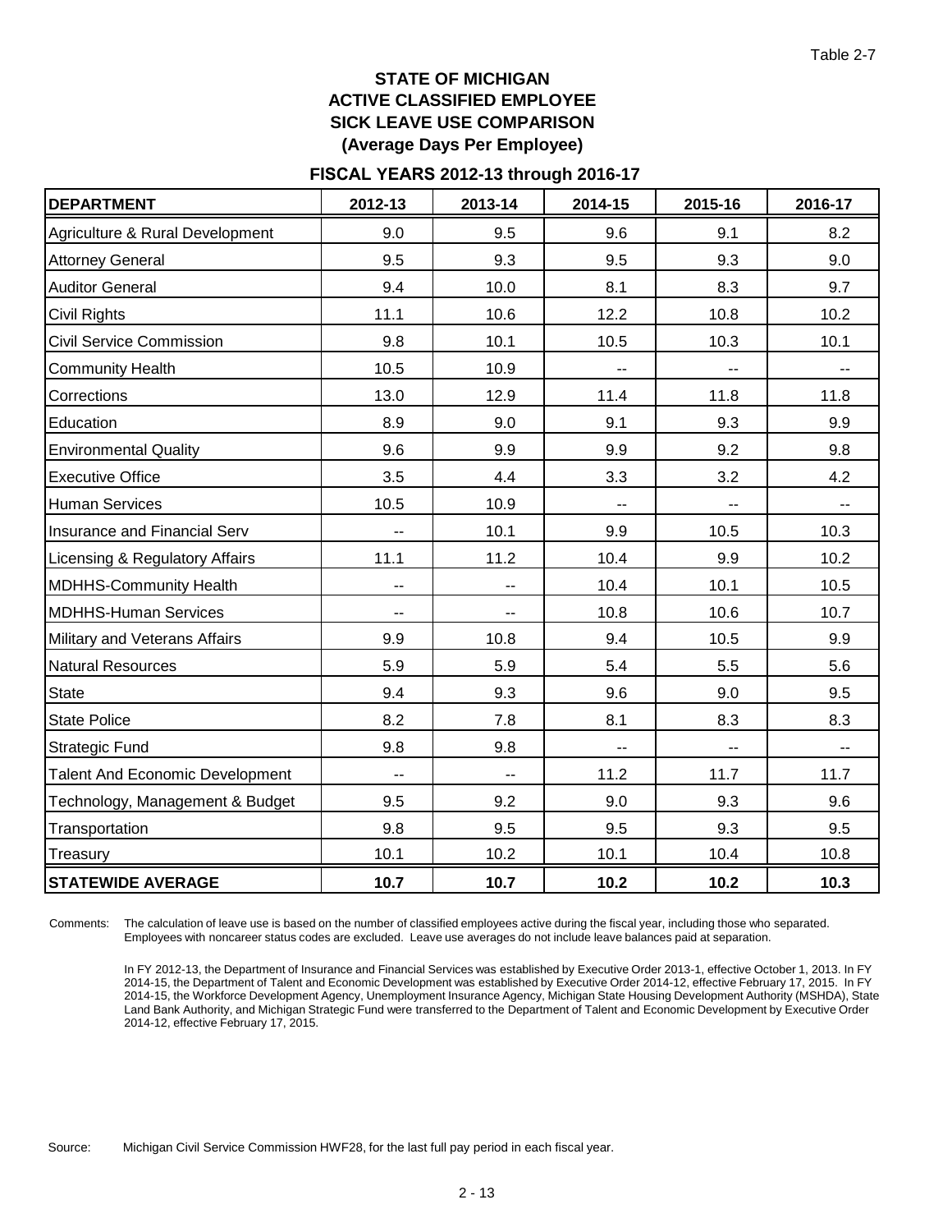Table 2-7

# STATE OF MICHIGAN
# ACTIVE CLASSIFIED EMPLOYEE
# SICK LEAVE USE COMPARISON
## (Average Days Per Employee)

### FISCAL YEARS 2012-13 through 2016-17

| DEPARTMENT | 2012-13 | 2013-14 | 2014-15 | 2015-16 | 2016-17 |
|---|---|---|---|---|---|
| Agriculture & Rural Development | 9.0 | 9.5 | 9.6 | 9.1 | 8.2 |
| Attorney General | 9.5 | 9.3 | 9.5 | 9.3 | 9.0 |
| Auditor General | 9.4 | 10.0 | 8.1 | 8.3 | 9.7 |
| Civil Rights | 11.1 | 10.6 | 12.2 | 10.8 | 10.2 |
| Civil Service Commission | 9.8 | 10.1 | 10.5 | 10.3 | 10.1 |
| Community Health | 10.5 | 10.9 | -- | -- | -- |
| Corrections | 13.0 | 12.9 | 11.4 | 11.8 | 11.8 |
| Education | 8.9 | 9.0 | 9.1 | 9.3 | 9.9 |
| Environmental Quality | 9.6 | 9.9 | 9.9 | 9.2 | 9.8 |
| Executive Office | 3.5 | 4.4 | 3.3 | 3.2 | 4.2 |
| Human Services | 10.5 | 10.9 | -- | -- | -- |
| Insurance and Financial Serv | -- | 10.1 | 9.9 | 10.5 | 10.3 |
| Licensing & Regulatory Affairs | 11.1 | 11.2 | 10.4 | 9.9 | 10.2 |
| MDHHS-Community Health | -- | -- | 10.4 | 10.1 | 10.5 |
| MDHHS-Human Services | -- | -- | 10.8 | 10.6 | 10.7 |
| Military and Veterans Affairs | 9.9 | 10.8 | 9.4 | 10.5 | 9.9 |
| Natural Resources | 5.9 | 5.9 | 5.4 | 5.5 | 5.6 |
| State | 9.4 | 9.3 | 9.6 | 9.0 | 9.5 |
| State Police | 8.2 | 7.8 | 8.1 | 8.3 | 8.3 |
| Strategic Fund | 9.8 | 9.8 | -- | -- | -- |
| Talent And Economic Development | -- | -- | 11.2 | 11.7 | 11.7 |
| Technology, Management & Budget | 9.5 | 9.2 | 9.0 | 9.3 | 9.6 |
| Transportation | 9.8 | 9.5 | 9.5 | 9.3 | 9.5 |
| Treasury | 10.1 | 10.2 | 10.1 | 10.4 | 10.8 |
| **STATEWIDE AVERAGE** | **10.7** | **10.7** | **10.2** | **10.2** | **10.3** |

Comments: The calculation of leave use is based on the number of classified employees active during the fiscal year, including those who separated. Employees with noncareer status codes are excluded. Leave use averages do not include leave balances paid at separation.

In FY 2012-13, the Department of Insurance and Financial Services was established by Executive Order 2013-1, effective October 1, 2013. In FY 2014-15, the Department of Talent and Economic Development was established by Executive Order 2014-12, effective February 17, 2015. In FY 2014-15, the Workforce Development Agency, Unemployment Insurance Agency, Michigan State Housing Development Authority (MSHDA), State Land Bank Authority, and Michigan Strategic Fund were transferred to the Department of Talent and Economic Development by Executive Order 2014-12, effective February 17, 2015.

Source: Michigan Civil Service Commission HWF28, for the last full pay period in each fiscal year.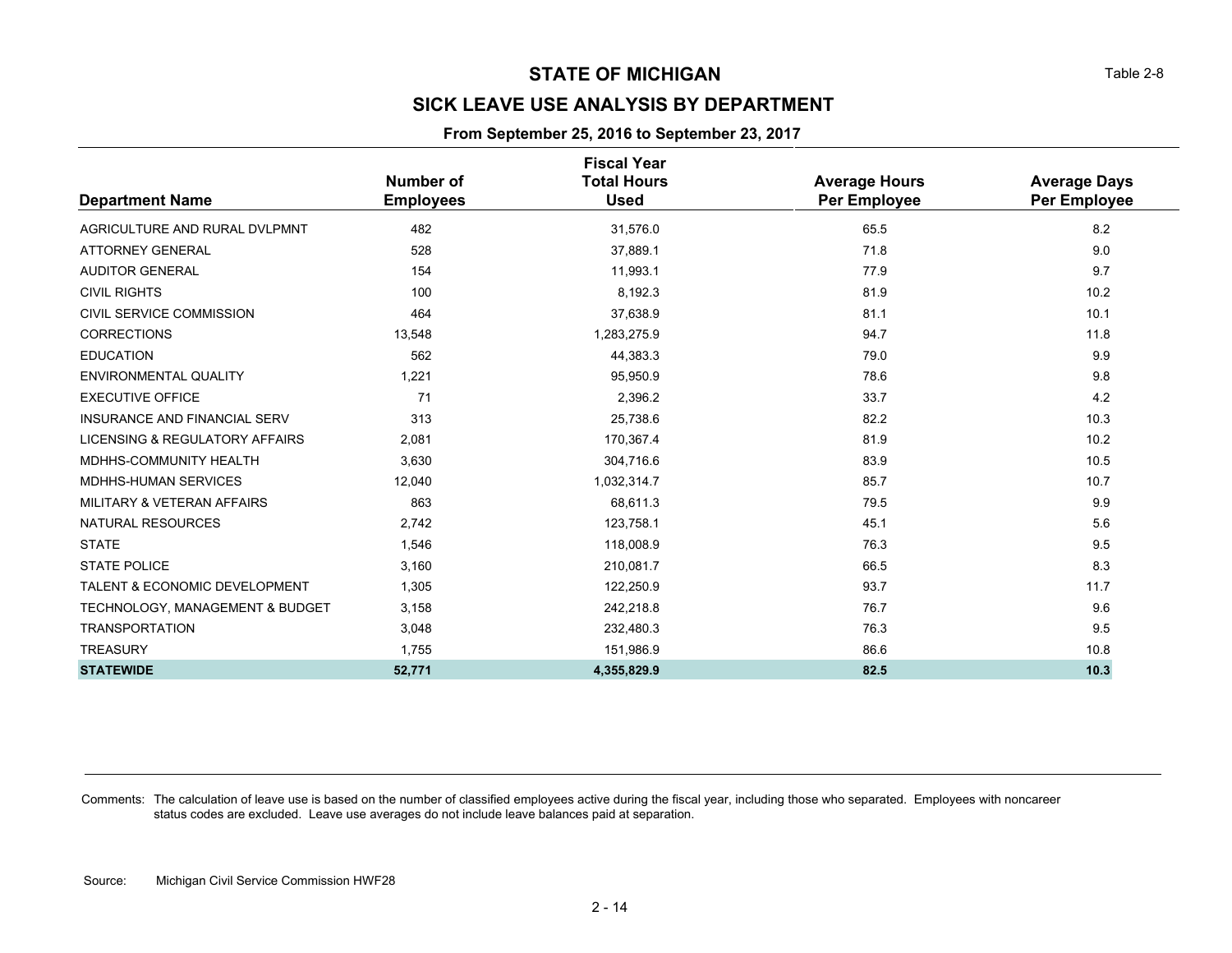# STATE OF MICHIGAN

Table 2-8

## SICK LEAVE USE ANALYSIS BY DEPARTMENT

### From September 25, 2016 to September 23, 2017

| Department Name | Number of Employees | Fiscal Year Total Hours Used | Average Hours Per Employee | Average Days Per Employee |
|---|---|---|---|---|
| AGRICULTURE AND RURAL DVLPMNT | 482 | 31,576.0 | 65.5 | 8.2 |
| ATTORNEY GENERAL | 528 | 37,889.1 | 71.8 | 9.0 |
| AUDITOR GENERAL | 154 | 11,993.1 | 77.9 | 9.7 |
| CIVIL RIGHTS | 100 | 8,192.3 | 81.9 | 10.2 |
| CIVIL SERVICE COMMISSION | 464 | 37,638.9 | 81.1 | 10.1 |
| CORRECTIONS | 13,548 | 1,283,275.9 | 94.7 | 11.8 |
| EDUCATION | 562 | 44,383.3 | 79.0 | 9.9 |
| ENVIRONMENTAL QUALITY | 1,221 | 95,950.9 | 78.6 | 9.8 |
| EXECUTIVE OFFICE | 71 | 2,396.2 | 33.7 | 4.2 |
| INSURANCE AND FINANCIAL SERV | 313 | 25,738.6 | 82.2 | 10.3 |
| LICENSING & REGULATORY AFFAIRS | 2,081 | 170,367.4 | 81.9 | 10.2 |
| MDHHS-COMMUNITY HEALTH | 3,630 | 304,716.6 | 83.9 | 10.5 |
| MDHHS-HUMAN SERVICES | 12,040 | 1,032,314.7 | 85.7 | 10.7 |
| MILITARY & VETERAN AFFAIRS | 863 | 68,611.3 | 79.5 | 9.9 |
| NATURAL RESOURCES | 2,742 | 123,758.1 | 45.1 | 5.6 |
| STATE | 1,546 | 118,008.9 | 76.3 | 9.5 |
| STATE POLICE | 3,160 | 210,081.7 | 66.5 | 8.3 |
| TALENT & ECONOMIC DEVELOPMENT | 1,305 | 122,250.9 | 93.7 | 11.7 |
| TECHNOLOGY, MANAGEMENT & BUDGET | 3,158 | 242,218.8 | 76.7 | 9.6 |
| TRANSPORTATION | 3,048 | 232,480.3 | 76.3 | 9.5 |
| TREASURY | 1,755 | 151,986.9 | 86.6 | 10.8 |
| **STATEWIDE** | **52,771** | **4,355,829.9** | **82.5** | **10.3** |

Comments: The calculation of leave use is based on the number of classified employees active during the fiscal year, including those who separated. Employees with noncareer status codes are excluded. Leave use averages do not include leave balances paid at separation.

Source: Michigan Civil Service Commission HWF28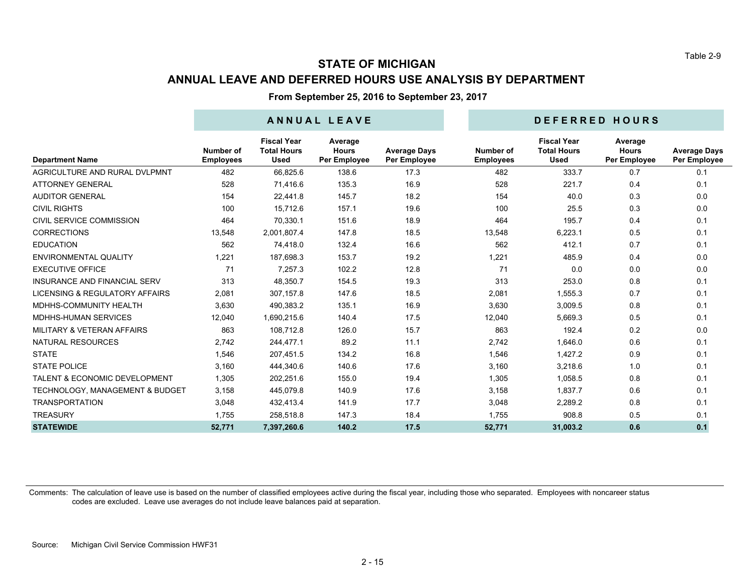Table 2-9

# STATE OF MICHIGAN

## ANNUAL LEAVE AND DEFERRED HOURS USE ANALYSIS BY DEPARTMENT

**From September 25, 2016 to September 23, 2017**

| | ANNUAL LEAVE | | | | DEFERRED HOURS | | | |
|---|---|---|---|---|---|---|---|---|
| Department Name | Number of Employees | Fiscal Year Total Hours Used | Average Hours Per Employee | Average Days Per Employee | Number of Employees | Fiscal Year Total Hours Used | Average Hours Per Employee | Average Days Per Employee |
| AGRICULTURE AND RURAL DVLPMNT | 482 | 66,825.6 | 138.6 | 17.3 | 482 | 333.7 | 0.7 | 0.1 |
| ATTORNEY GENERAL | 528 | 71,416.6 | 135.3 | 16.9 | 528 | 221.7 | 0.4 | 0.1 |
| AUDITOR GENERAL | 154 | 22,441.8 | 145.7 | 18.2 | 154 | 40.0 | 0.3 | 0.0 |
| CIVIL RIGHTS | 100 | 15,712.6 | 157.1 | 19.6 | 100 | 25.5 | 0.3 | 0.0 |
| CIVIL SERVICE COMMISSION | 464 | 70,330.1 | 151.6 | 18.9 | 464 | 195.7 | 0.4 | 0.1 |
| CORRECTIONS | 13,548 | 2,001,807.4 | 147.8 | 18.5 | 13,548 | 6,223.1 | 0.5 | 0.1 |
| EDUCATION | 562 | 74,418.0 | 132.4 | 16.6 | 562 | 412.1 | 0.7 | 0.1 |
| ENVIRONMENTAL QUALITY | 1,221 | 187,698.3 | 153.7 | 19.2 | 1,221 | 485.9 | 0.4 | 0.0 |
| EXECUTIVE OFFICE | 71 | 7,257.3 | 102.2 | 12.8 | 71 | 0.0 | 0.0 | 0.0 |
| INSURANCE AND FINANCIAL SERV | 313 | 48,350.7 | 154.5 | 19.3 | 313 | 253.0 | 0.8 | 0.1 |
| LICENSING & REGULATORY AFFAIRS | 2,081 | 307,157.8 | 147.6 | 18.5 | 2,081 | 1,555.3 | 0.7 | 0.1 |
| MDHHS-COMMUNITY HEALTH | 3,630 | 490,383.2 | 135.1 | 16.9 | 3,630 | 3,009.5 | 0.8 | 0.1 |
| MDHHS-HUMAN SERVICES | 12,040 | 1,690,215.6 | 140.4 | 17.5 | 12,040 | 5,669.3 | 0.5 | 0.1 |
| MILITARY & VETERAN AFFAIRS | 863 | 108,712.8 | 126.0 | 15.7 | 863 | 192.4 | 0.2 | 0.0 |
| NATURAL RESOURCES | 2,742 | 244,477.1 | 89.2 | 11.1 | 2,742 | 1,646.0 | 0.6 | 0.1 |
| STATE | 1,546 | 207,451.5 | 134.2 | 16.8 | 1,546 | 1,427.2 | 0.9 | 0.1 |
| STATE POLICE | 3,160 | 444,340.6 | 140.6 | 17.6 | 3,160 | 3,218.6 | 1.0 | 0.1 |
| TALENT & ECONOMIC DEVELOPMENT | 1,305 | 202,251.6 | 155.0 | 19.4 | 1,305 | 1,058.5 | 0.8 | 0.1 |
| TECHNOLOGY, MANAGEMENT & BUDGET | 3,158 | 445,079.8 | 140.9 | 17.6 | 3,158 | 1,837.7 | 0.6 | 0.1 |
| TRANSPORTATION | 3,048 | 432,413.4 | 141.9 | 17.7 | 3,048 | 2,289.2 | 0.8 | 0.1 |
| TREASURY | 1,755 | 258,518.8 | 147.3 | 18.4 | 1,755 | 908.8 | 0.5 | 0.1 |
| **STATEWIDE** | **52,771** | **7,397,260.6** | **140.2** | **17.5** | **52,771** | **31,003.2** | **0.6** | **0.1** |

Comments: The calculation of leave use is based on the number of classified employees active during the fiscal year, including those who separated. Employees with noncareer status codes are excluded. Leave use averages do not include leave balances paid at separation.

Source: Michigan Civil Service Commission HWF31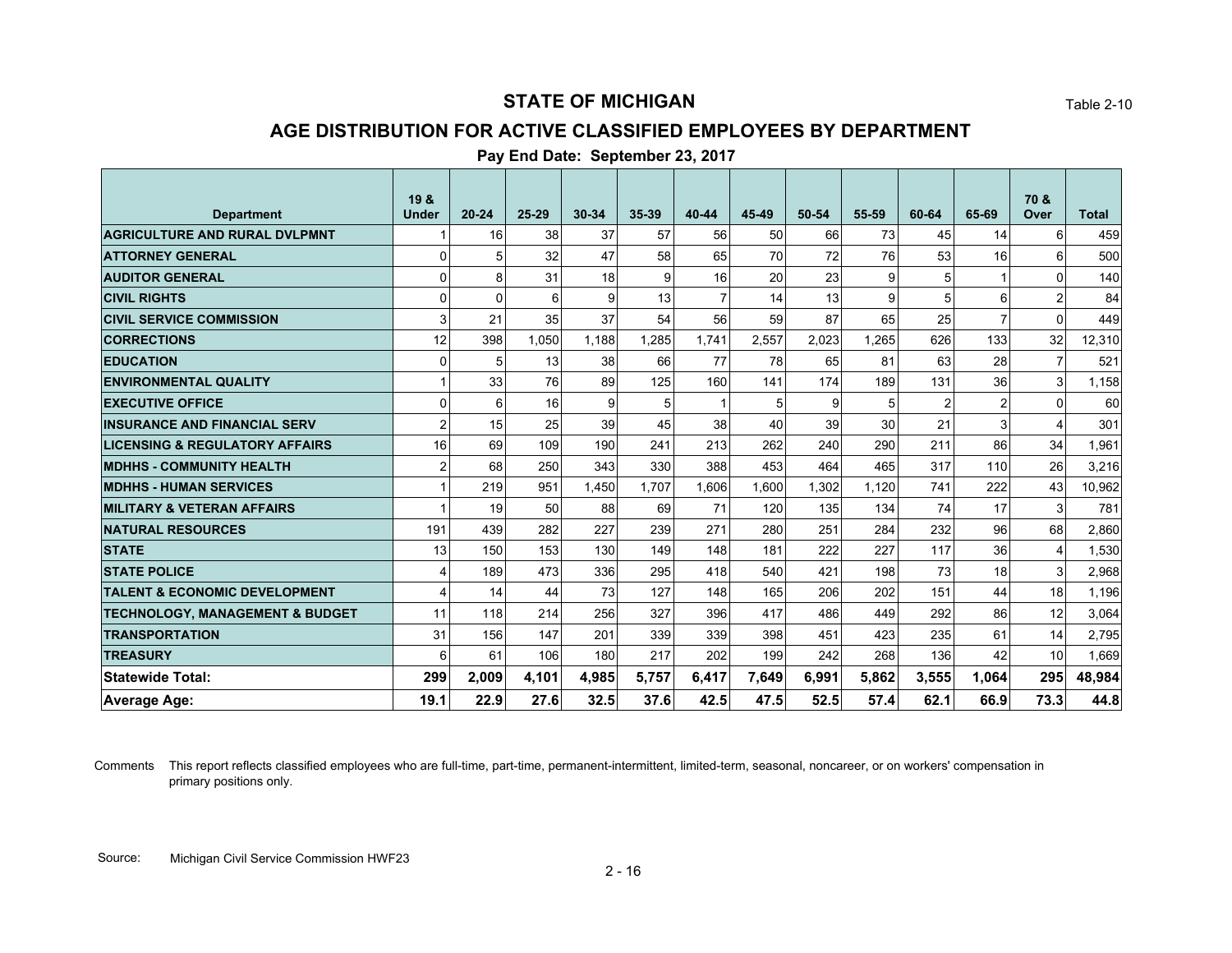# STATE OF MICHIGAN

Table 2-10

## AGE DISTRIBUTION FOR ACTIVE CLASSIFIED EMPLOYEES BY DEPARTMENT

**Pay End Date: September 23, 2017**

| Department | 19 & Under | 20-24 | 25-29 | 30-34 | 35-39 | 40-44 | 45-49 | 50-54 | 55-59 | 60-64 | 65-69 | 70 & Over | Total |
|---|---|---|---|---|---|---|---|---|---|---|---|---|---|
| AGRICULTURE AND RURAL DVLPMNT | 1 | 16 | 38 | 37 | 57 | 56 | 50 | 66 | 73 | 45 | 14 | 6 | 459 |
| ATTORNEY GENERAL | 0 | 5 | 32 | 47 | 58 | 65 | 70 | 72 | 76 | 53 | 16 | 6 | 500 |
| AUDITOR GENERAL | 0 | 8 | 31 | 18 | 9 | 16 | 20 | 23 | 9 | 5 | 1 | 0 | 140 |
| CIVIL RIGHTS | 0 | 0 | 6 | 9 | 13 | 7 | 14 | 13 | 9 | 5 | 6 | 2 | 84 |
| CIVIL SERVICE COMMISSION | 3 | 21 | 35 | 37 | 54 | 56 | 59 | 87 | 65 | 25 | 7 | 0 | 449 |
| CORRECTIONS | 12 | 398 | 1,050 | 1,188 | 1,285 | 1,741 | 2,557 | 2,023 | 1,265 | 626 | 133 | 32 | 12,310 |
| EDUCATION | 0 | 5 | 13 | 38 | 66 | 77 | 78 | 65 | 81 | 63 | 28 | 7 | 521 |
| ENVIRONMENTAL QUALITY | 1 | 33 | 76 | 89 | 125 | 160 | 141 | 174 | 189 | 131 | 36 | 3 | 1,158 |
| EXECUTIVE OFFICE | 0 | 6 | 16 | 9 | 5 | 1 | 5 | 9 | 5 | 2 | 2 | 0 | 60 |
| INSURANCE AND FINANCIAL SERV | 2 | 15 | 25 | 39 | 45 | 38 | 40 | 39 | 30 | 21 | 3 | 4 | 301 |
| LICENSING & REGULATORY AFFAIRS | 16 | 69 | 109 | 190 | 241 | 213 | 262 | 240 | 290 | 211 | 86 | 34 | 1,961 |
| MDHHS - COMMUNITY HEALTH | 2 | 68 | 250 | 343 | 330 | 388 | 453 | 464 | 465 | 317 | 110 | 26 | 3,216 |
| MDHHS - HUMAN SERVICES | 1 | 219 | 951 | 1,450 | 1,707 | 1,606 | 1,600 | 1,302 | 1,120 | 741 | 222 | 43 | 10,962 |
| MILITARY & VETERAN AFFAIRS | 1 | 19 | 50 | 88 | 69 | 71 | 120 | 135 | 134 | 74 | 17 | 3 | 781 |
| NATURAL RESOURCES | 191 | 439 | 282 | 227 | 239 | 271 | 280 | 251 | 284 | 232 | 96 | 68 | 2,860 |
| STATE | 13 | 150 | 153 | 130 | 149 | 148 | 181 | 222 | 227 | 117 | 36 | 4 | 1,530 |
| STATE POLICE | 4 | 189 | 473 | 336 | 295 | 418 | 540 | 421 | 198 | 73 | 18 | 3 | 2,968 |
| TALENT & ECONOMIC DEVELOPMENT | 4 | 14 | 44 | 73 | 127 | 148 | 165 | 206 | 202 | 151 | 44 | 18 | 1,196 |
| TECHNOLOGY, MANAGEMENT & BUDGET | 11 | 118 | 214 | 256 | 327 | 396 | 417 | 486 | 449 | 292 | 86 | 12 | 3,064 |
| TRANSPORTATION | 31 | 156 | 147 | 201 | 339 | 339 | 398 | 451 | 423 | 235 | 61 | 14 | 2,795 |
| TREASURY | 6 | 61 | 106 | 180 | 217 | 202 | 199 | 242 | 268 | 136 | 42 | 10 | 1,669 |
| **Statewide Total:** | **299** | **2,009** | **4,101** | **4,985** | **5,757** | **6,417** | **7,649** | **6,991** | **5,862** | **3,555** | **1,064** | **295** | **48,984** |
| **Average Age:** | **19.1** | **22.9** | **27.6** | **32.5** | **37.6** | **42.5** | **47.5** | **52.5** | **57.4** | **62.1** | **66.9** | **73.3** | **44.8** |

Comments This report reflects classified employees who are full-time, part-time, permanent-intermittent, limited-term, seasonal, noncareer, or on workers' compensation in primary positions only.

Source: Michigan Civil Service Commission HWF23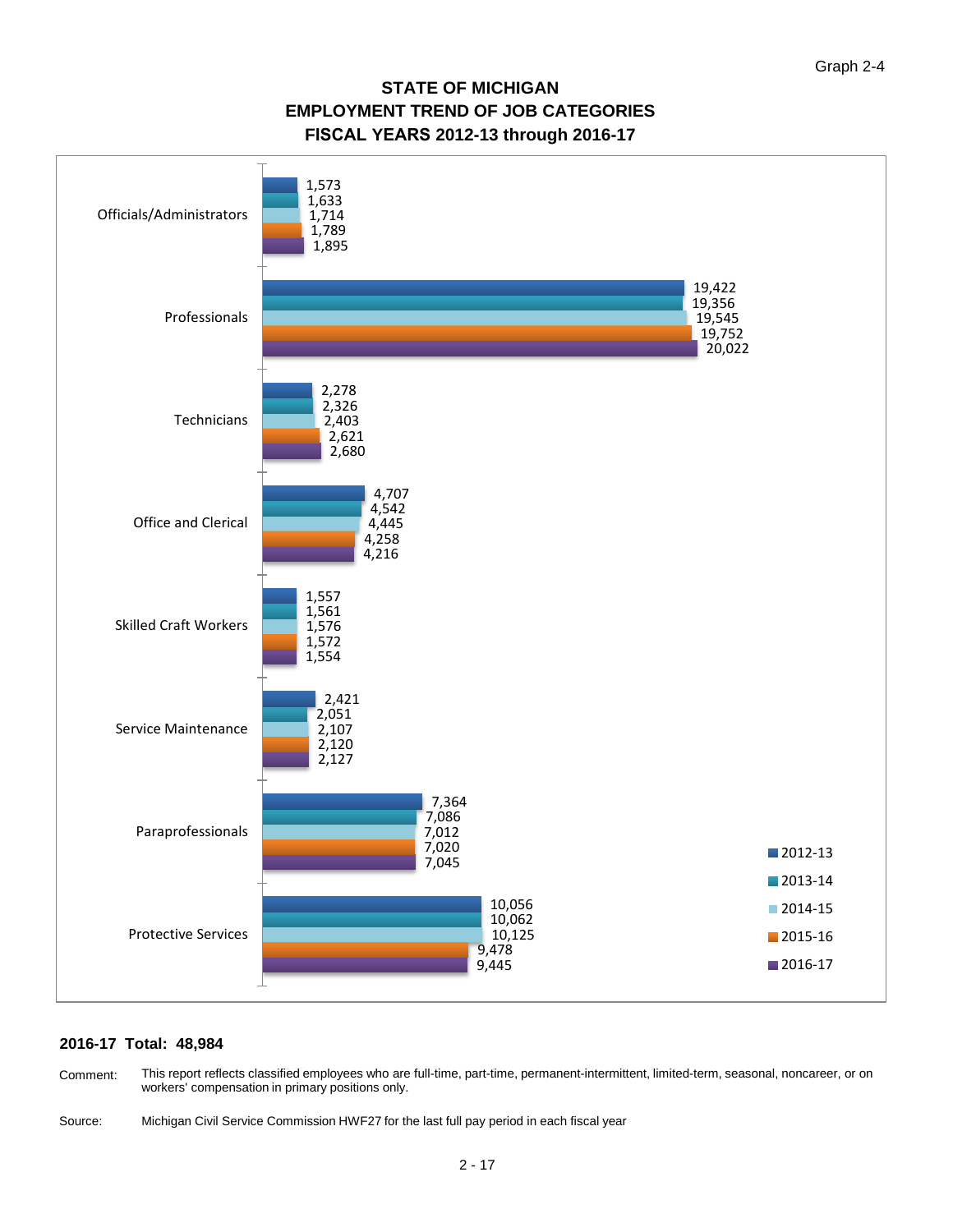Graph 2-4

# STATE OF MICHIGAN
## EMPLOYMENT TREND OF JOB CATEGORIES
## FISCAL YEARS 2012-13 through 2016-17

| Job Category | 2012-13 | 2013-14 | 2014-15 | 2015-16 | 2016-17 |
|---|---|---|---|---|---|
| Officials/Administrators | 1,573 | 1,633 | 1,714 | 1,789 | 1,895 |
| Professionals | 19,422 | 19,356 | 19,545 | 19,752 | 20,022 |
| Technicians | 2,278 | 2,326 | 2,403 | 2,621 | 2,680 |
| Office and Clerical | 4,707 | 4,542 | 4,445 | 4,258 | 4,216 |
| Skilled Craft Workers | 1,557 | 1,561 | 1,576 | 1,572 | 1,554 |
| Service Maintenance | 2,421 | 2,051 | 2,107 | 2,120 | 2,127 |
| Paraprofessionals | 7,364 | 7,086 | 7,012 | 7,020 | 7,045 |
| Protective Services | 10,056 | 10,062 | 10,125 | 9,478 | 9,445 |

**2016-17 Total: 48,984**

Comment: This report reflects classified employees who are full-time, part-time, permanent-intermittent, limited-term, seasonal, noncareer, or on workers' compensation in primary positions only.

Source: Michigan Civil Service Commission HWF27 for the last full pay period in each fiscal year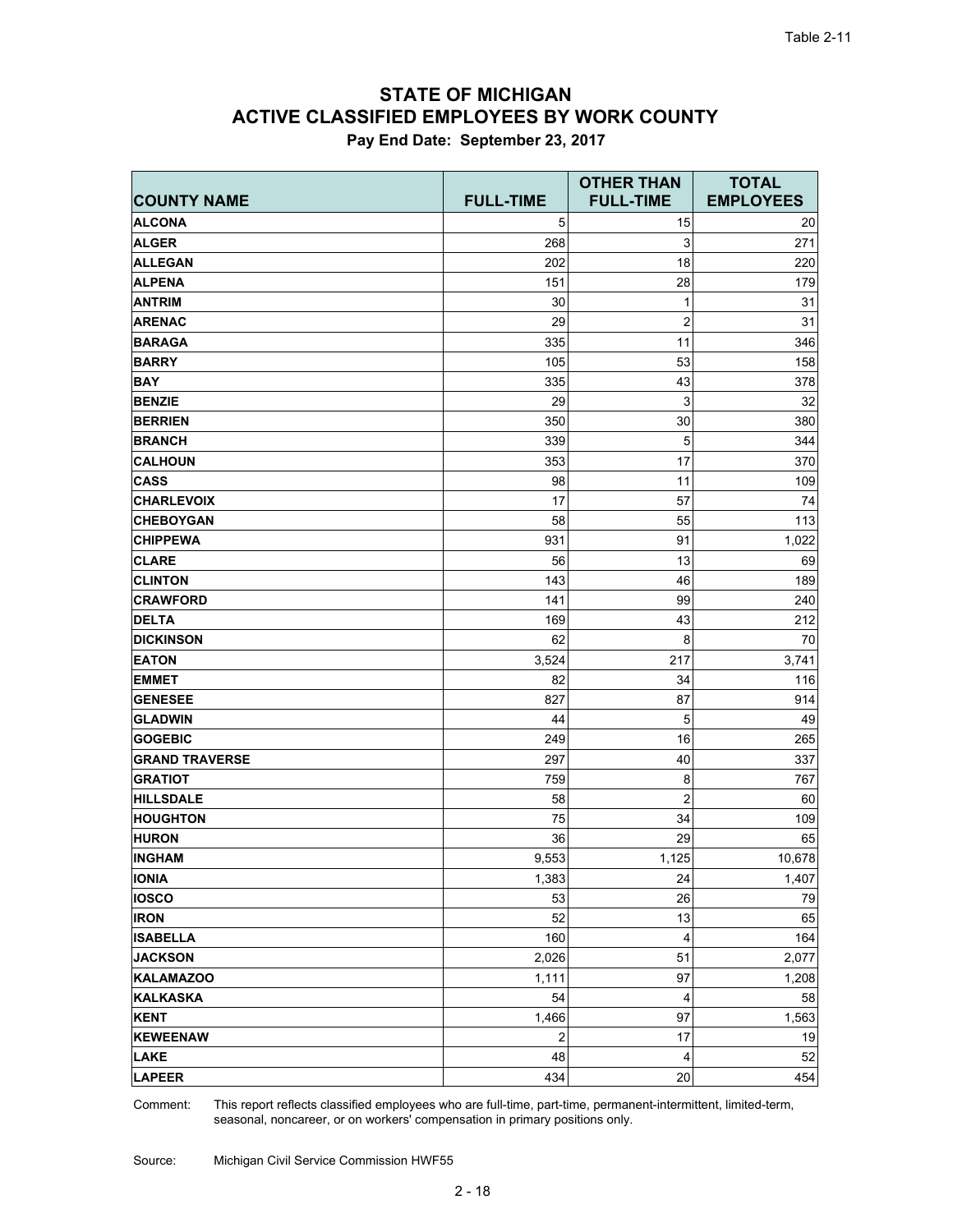Table 2-11

# STATE OF MICHIGAN
# ACTIVE CLASSIFIED EMPLOYEES BY WORK COUNTY

**Pay End Date: September 23, 2017**

| COUNTY NAME | FULL-TIME | OTHER THAN FULL-TIME | TOTAL EMPLOYEES |
|---|---|---|---|
| ALCONA | 5 | 15 | 20 |
| ALGER | 268 | 3 | 271 |
| ALLEGAN | 202 | 18 | 220 |
| ALPENA | 151 | 28 | 179 |
| ANTRIM | 30 | 1 | 31 |
| ARENAC | 29 | 2 | 31 |
| BARAGA | 335 | 11 | 346 |
| BARRY | 105 | 53 | 158 |
| BAY | 335 | 43 | 378 |
| BENZIE | 29 | 3 | 32 |
| BERRIEN | 350 | 30 | 380 |
| BRANCH | 339 | 5 | 344 |
| CALHOUN | 353 | 17 | 370 |
| CASS | 98 | 11 | 109 |
| CHARLEVOIX | 17 | 57 | 74 |
| CHEBOYGAN | 58 | 55 | 113 |
| CHIPPEWA | 931 | 91 | 1,022 |
| CLARE | 56 | 13 | 69 |
| CLINTON | 143 | 46 | 189 |
| CRAWFORD | 141 | 99 | 240 |
| DELTA | 169 | 43 | 212 |
| DICKINSON | 62 | 8 | 70 |
| EATON | 3,524 | 217 | 3,741 |
| EMMET | 82 | 34 | 116 |
| GENESEE | 827 | 87 | 914 |
| GLADWIN | 44 | 5 | 49 |
| GOGEBIC | 249 | 16 | 265 |
| GRAND TRAVERSE | 297 | 40 | 337 |
| GRATIOT | 759 | 8 | 767 |
| HILLSDALE | 58 | 2 | 60 |
| HOUGHTON | 75 | 34 | 109 |
| HURON | 36 | 29 | 65 |
| INGHAM | 9,553 | 1,125 | 10,678 |
| IONIA | 1,383 | 24 | 1,407 |
| IOSCO | 53 | 26 | 79 |
| IRON | 52 | 13 | 65 |
| ISABELLA | 160 | 4 | 164 |
| JACKSON | 2,026 | 51 | 2,077 |
| KALAMAZOO | 1,111 | 97 | 1,208 |
| KALKASKA | 54 | 4 | 58 |
| KENT | 1,466 | 97 | 1,563 |
| KEWEENAW | 2 | 17 | 19 |
| LAKE | 48 | 4 | 52 |
| LAPEER | 434 | 20 | 454 |

Comment: This report reflects classified employees who are full-time, part-time, permanent-intermittent, limited-term, seasonal, noncareer, or on workers' compensation in primary positions only.

Source: Michigan Civil Service Commission HWF55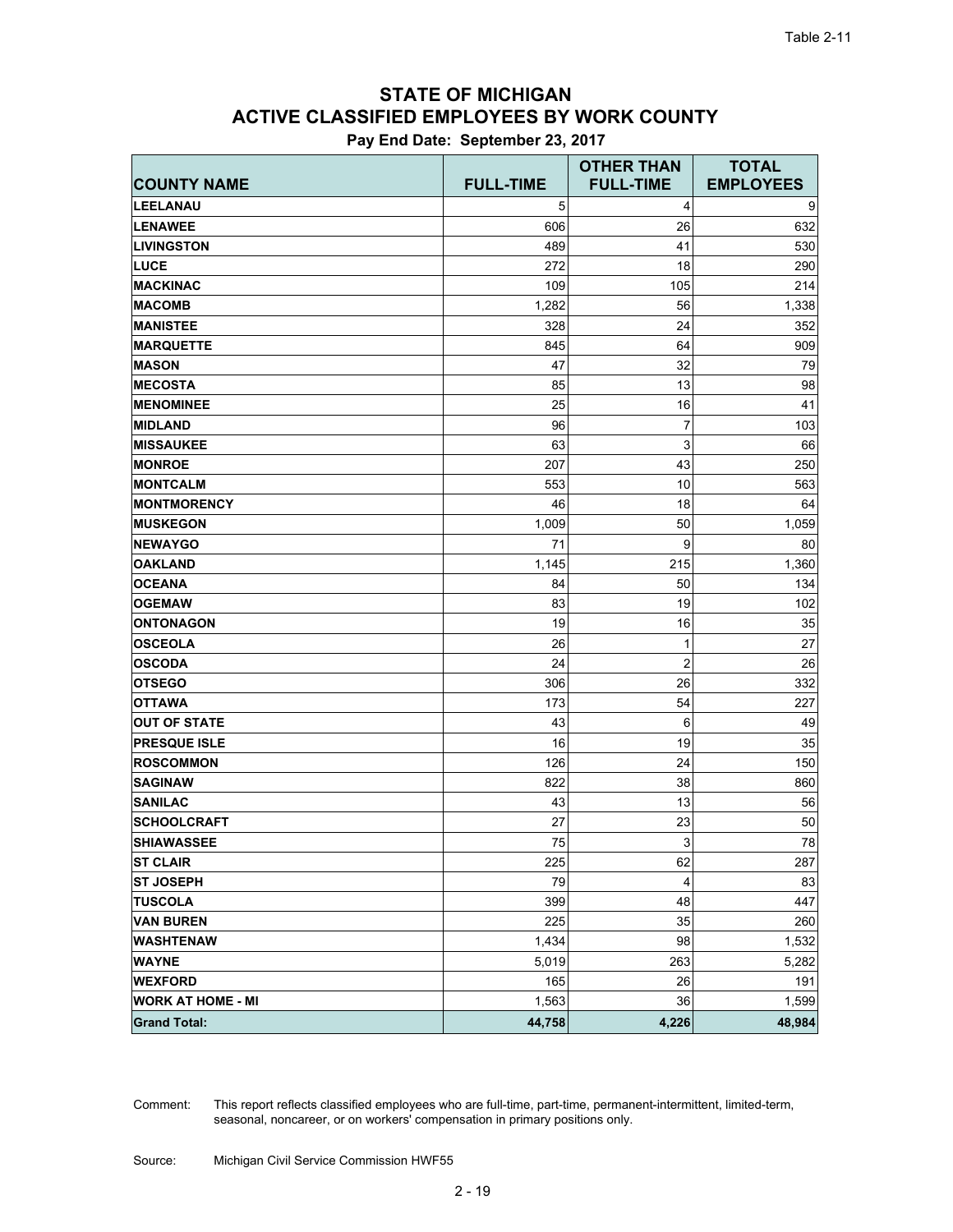Table 2-11

# STATE OF MICHIGAN
# ACTIVE CLASSIFIED EMPLOYEES BY WORK COUNTY

**Pay End Date: September 23, 2017**

| COUNTY NAME | FULL-TIME | OTHER THAN FULL-TIME | TOTAL EMPLOYEES |
|---|---|---|---|
| LEELANAU | 5 | 4 | 9 |
| LENAWEE | 606 | 26 | 632 |
| LIVINGSTON | 489 | 41 | 530 |
| LUCE | 272 | 18 | 290 |
| MACKINAC | 109 | 105 | 214 |
| MACOMB | 1,282 | 56 | 1,338 |
| MANISTEE | 328 | 24 | 352 |
| MARQUETTE | 845 | 64 | 909 |
| MASON | 47 | 32 | 79 |
| MECOSTA | 85 | 13 | 98 |
| MENOMINEE | 25 | 16 | 41 |
| MIDLAND | 96 | 7 | 103 |
| MISSAUKEE | 63 | 3 | 66 |
| MONROE | 207 | 43 | 250 |
| MONTCALM | 553 | 10 | 563 |
| MONTMORENCY | 46 | 18 | 64 |
| MUSKEGON | 1,009 | 50 | 1,059 |
| NEWAYGO | 71 | 9 | 80 |
| OAKLAND | 1,145 | 215 | 1,360 |
| OCEANA | 84 | 50 | 134 |
| OGEMAW | 83 | 19 | 102 |
| ONTONAGON | 19 | 16 | 35 |
| OSCEOLA | 26 | 1 | 27 |
| OSCODA | 24 | 2 | 26 |
| OTSEGO | 306 | 26 | 332 |
| OTTAWA | 173 | 54 | 227 |
| OUT OF STATE | 43 | 6 | 49 |
| PRESQUE ISLE | 16 | 19 | 35 |
| ROSCOMMON | 126 | 24 | 150 |
| SAGINAW | 822 | 38 | 860 |
| SANILAC | 43 | 13 | 56 |
| SCHOOLCRAFT | 27 | 23 | 50 |
| SHIAWASSEE | 75 | 3 | 78 |
| ST CLAIR | 225 | 62 | 287 |
| ST JOSEPH | 79 | 4 | 83 |
| TUSCOLA | 399 | 48 | 447 |
| VAN BUREN | 225 | 35 | 260 |
| WASHTENAW | 1,434 | 98 | 1,532 |
| WAYNE | 5,019 | 263 | 5,282 |
| WEXFORD | 165 | 26 | 191 |
| WORK AT HOME - MI | 1,563 | 36 | 1,599 |
| **Grand Total:** | **44,758** | **4,226** | **48,984** |

Comment: This report reflects classified employees who are full-time, part-time, permanent-intermittent, limited-term, seasonal, noncareer, or on workers' compensation in primary positions only.

Source: Michigan Civil Service Commission HWF55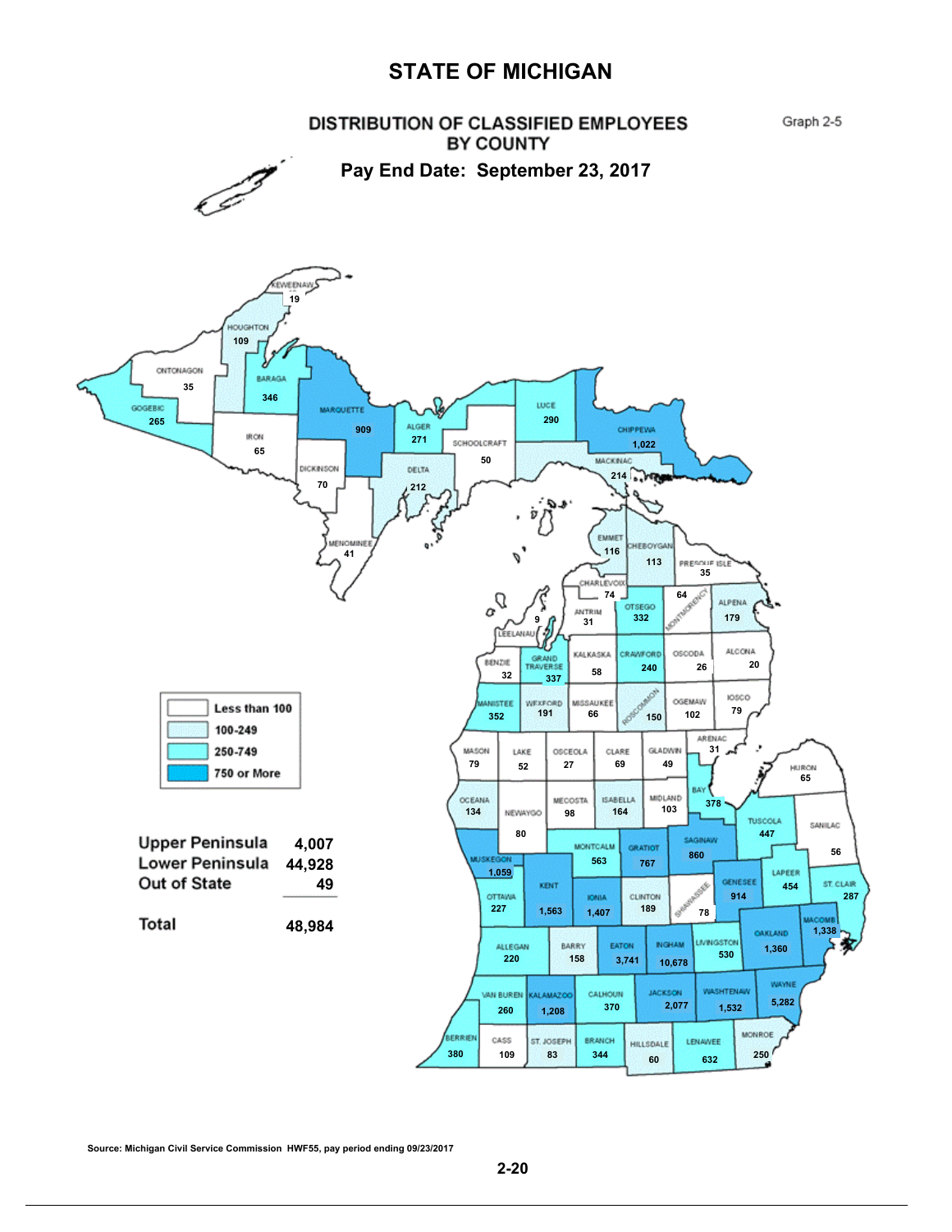# STATE OF MICHIGAN

## DISTRIBUTION OF CLASSIFIED EMPLOYEES BY COUNTY

Graph 2-5

**Pay End Date: September 23, 2017**

KEWEENAW 19
HOUGHTON 109
ONTONAGON 35
BARAGA 346
GOGEBIC 265
IRON 65
MARQUETTE 909
ALGER 271
SCHOOLCRAFT 50
LUCE 290
CHIPPEWA 1,022
MACKINAC 214
DICKINSON 70
DELTA 212
MENOMINEE 41
EMMET 116
CHEBOYGAN 113
PRESQUE ISLE 35
CHARLEVOIX 74
MONTMORENCY 64
ALPENA 179
LEELANAU 9
ANTRIM 31
OTSEGO 332
BENZIE 32
GRAND TRAVERSE 337
KALKASKA 58
CRAWFORD 240
OSCODA 26
ALCONA 20
MANISTEE 352
WEXFORD 191
MISSAUKEE 66
ROSCOMMON 150
OGEMAW 102
IOSCO 79
ARENAC 31
MASON 79
LAKE 52
OSCEOLA 27
CLARE 69
GLADWIN 49
HURON 65
OCEANA 134
NEWAYGO 80
MECOSTA 98
ISABELLA 164
MIDLAND 103
BAY 378
TUSCOLA 447
SANILAC 56
MUSKEGON 1,059
MONTCALM 563
GRATIOT 767
SAGINAW 860
LAPEER 454
OTTAWA 227
KENT 1,563
IONIA 1,407
CLINTON 189
SHIAWASSEE 78
GENESEE 914
ST. CLAIR 287
ALLEGAN 220
BARRY 158
EATON 3,741
INGHAM 10,678
LIVINGSTON 530
OAKLAND 1,360
MACOMB 1,338
VAN BUREN 260
KALAMAZOO 1,208
CALHOUN 370
JACKSON 2,077
WASHTENAW 1,532
WAYNE 5,282
BERRIEN 380
CASS 109
ST. JOSEPH 83
BRANCH 344
HILLSDALE 60
LENAWEE 632
MONROE 250

Less than 100
100-249
250-749
750 or More

Upper Peninsula 4,007
Lower Peninsula 44,928
Out of State 49

Total 48,984

Source: Michigan Civil Service Commission HWF55, pay period ending 09/23/2017